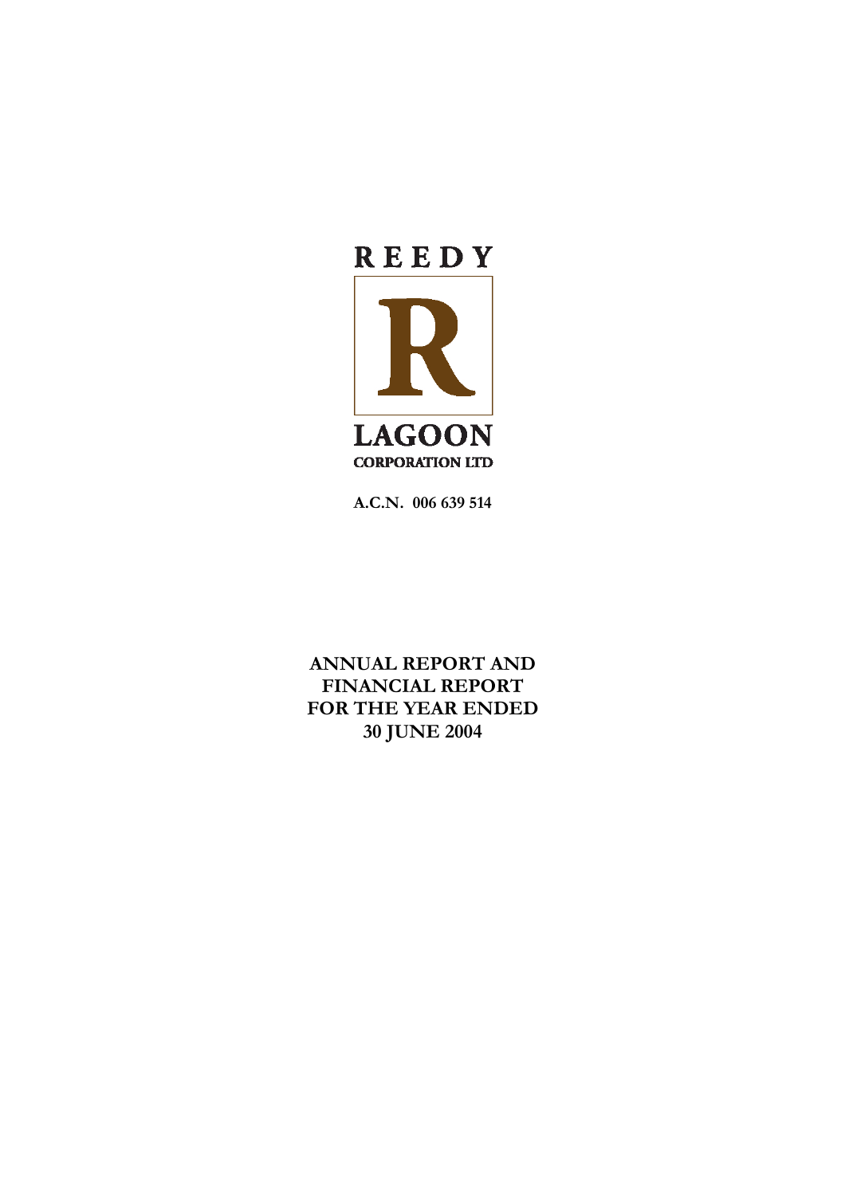REEDY

R

LAGOON

CORPORATION LTD

**A.C.N. 006 639 514**

# ANNUAL REPORT AND FINANCIAL REPORT FOR THE YEAR ENDED 30 JUNE 2004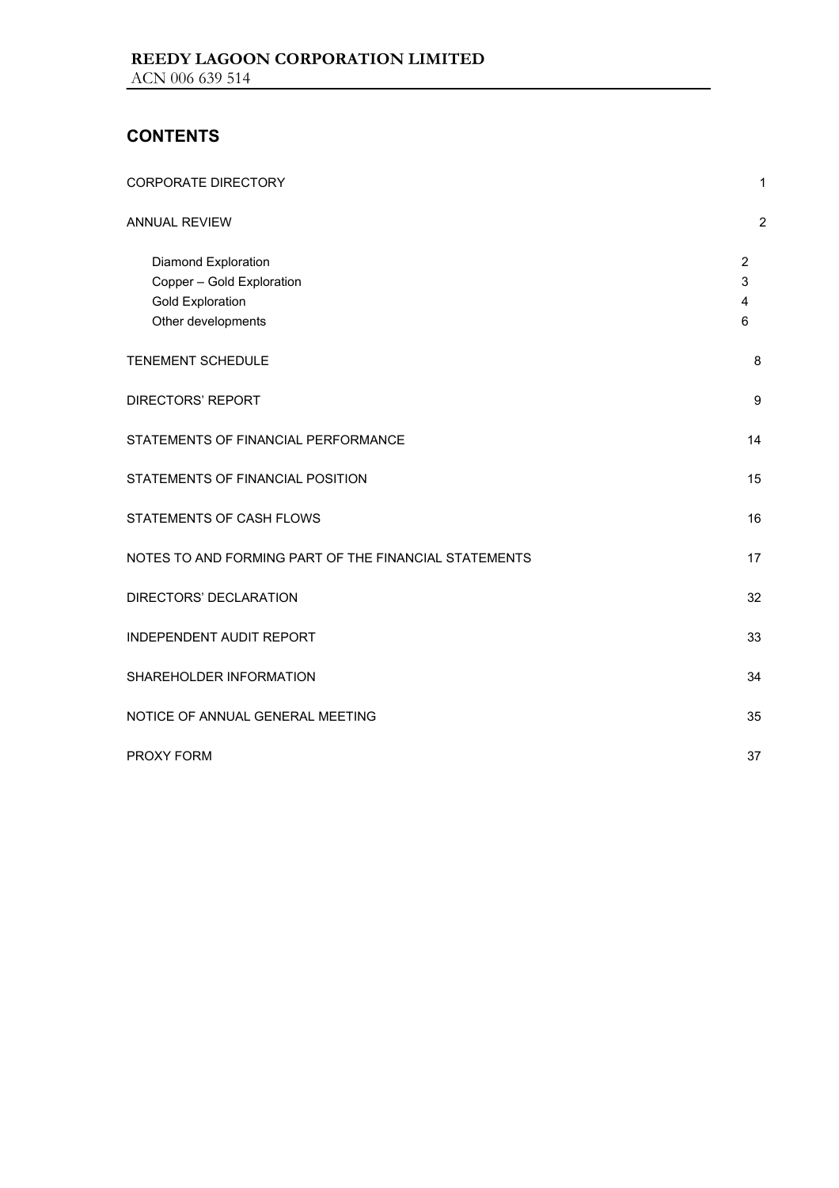**REEDY LAGOON CORPORATION LIMITED**
ACN 006 639 514

## CONTENTS

| | |
|---|---|
| CORPORATE DIRECTORY | 1 |
| ANNUAL REVIEW | 2 |
| Diamond Exploration | 2 |
| Copper – Gold Exploration | 3 |
| Gold Exploration | 4 |
| Other developments | 6 |
| TENEMENT SCHEDULE | 8 |
| DIRECTORS' REPORT | 9 |
| STATEMENTS OF FINANCIAL PERFORMANCE | 14 |
| STATEMENTS OF FINANCIAL POSITION | 15 |
| STATEMENTS OF CASH FLOWS | 16 |
| NOTES TO AND FORMING PART OF THE FINANCIAL STATEMENTS | 17 |
| DIRECTORS' DECLARATION | 32 |
| INDEPENDENT AUDIT REPORT | 33 |
| SHAREHOLDER INFORMATION | 34 |
| NOTICE OF ANNUAL GENERAL MEETING | 35 |
| PROXY FORM | 37 |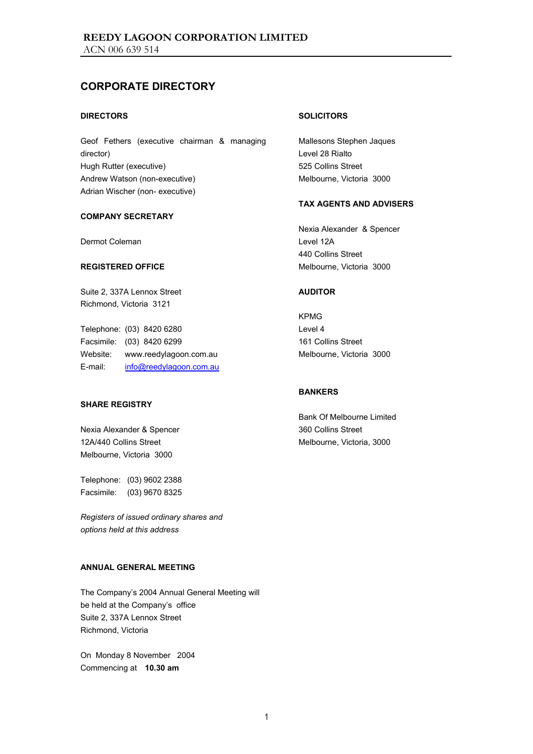# CORPORATE DIRECTORY

### DIRECTORS

Geof Fethers (executive chairman & managing director)
Hugh Rutter (executive)
Andrew Watson (non-executive)
Adrian Wischer (non- executive)

### COMPANY SECRETARY

Dermot Coleman

### REGISTERED OFFICE

Suite 2, 337A Lennox Street
Richmond, Victoria 3121

Telephone: (03) 8420 6280
Facsimile: (03) 8420 6299
Website: www.reedylagoon.com.au
E-mail: info@reedylagoon.com.au

### SHARE REGISTRY

Nexia Alexander & Spencer
12A/440 Collins Street
Melbourne, Victoria 3000

Telephone: (03) 9602 2388
Facsimile: (03) 9670 8325

*Registers of issued ordinary shares and options held at this address*

### ANNUAL GENERAL MEETING

The Company's 2004 Annual General Meeting will be held at the Company's office
Suite 2, 337A Lennox Street
Richmond, Victoria

On Monday 8 November 2004
Commencing at **10.30 am**

### SOLICITORS

Mallesons Stephen Jaques
Level 28 Rialto
525 Collins Street
Melbourne, Victoria 3000

### TAX AGENTS AND ADVISERS

Nexia Alexander & Spencer
Level 12A
440 Collins Street
Melbourne, Victoria 3000

### AUDITOR

KPMG
Level 4
161 Collins Street
Melbourne, Victoria 3000

### BANKERS

Bank Of Melbourne Limited
360 Collins Street
Melbourne, Victoria, 3000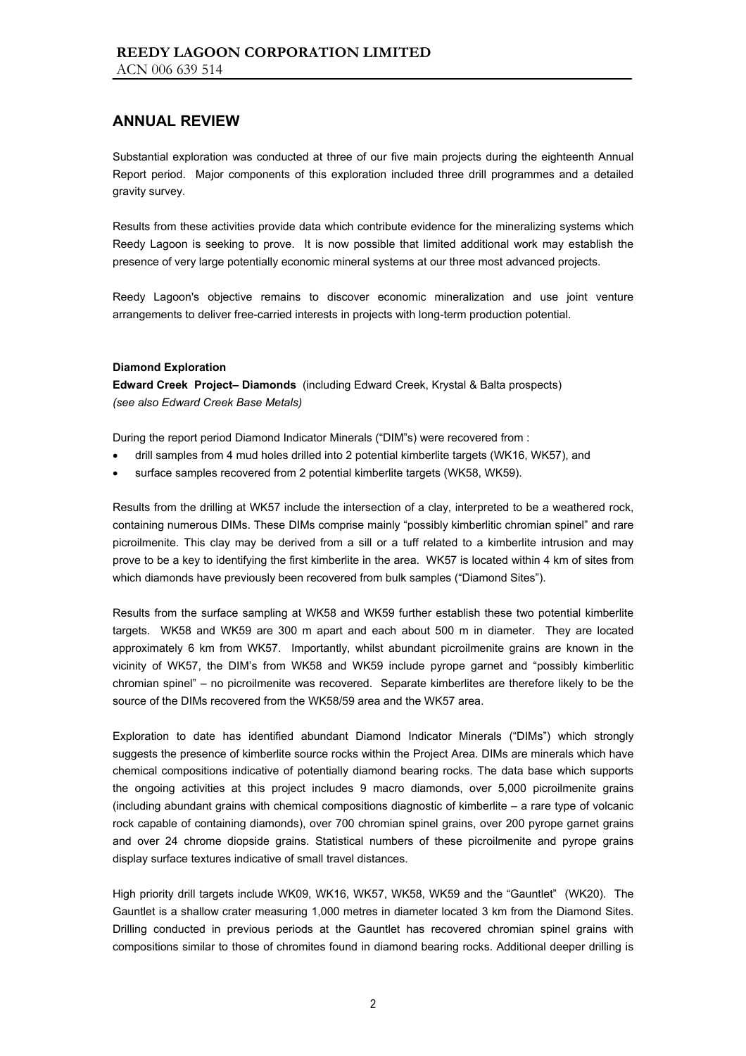## ANNUAL REVIEW

Substantial exploration was conducted at three of our five main projects during the eighteenth Annual Report period. Major components of this exploration included three drill programmes and a detailed gravity survey.

Results from these activities provide data which contribute evidence for the mineralizing systems which Reedy Lagoon is seeking to prove. It is now possible that limited additional work may establish the presence of very large potentially economic mineral systems at our three most advanced projects.

Reedy Lagoon's objective remains to discover economic mineralization and use joint venture arrangements to deliver free-carried interests in projects with long-term production potential.

**Diamond Exploration**

**Edward Creek Project– Diamonds** (including Edward Creek, Krystal & Balta prospects)
*(see also Edward Creek Base Metals)*

During the report period Diamond Indicator Minerals ("DIM"s) were recovered from :

- drill samples from 4 mud holes drilled into 2 potential kimberlite targets (WK16, WK57), and
- surface samples recovered from 2 potential kimberlite targets (WK58, WK59).

Results from the drilling at WK57 include the intersection of a clay, interpreted to be a weathered rock, containing numerous DIMs. These DIMs comprise mainly "possibly kimberlitic chromian spinel" and rare picroilmenite. This clay may be derived from a sill or a tuff related to a kimberlite intrusion and may prove to be a key to identifying the first kimberlite in the area. WK57 is located within 4 km of sites from which diamonds have previously been recovered from bulk samples ("Diamond Sites").

Results from the surface sampling at WK58 and WK59 further establish these two potential kimberlite targets. WK58 and WK59 are 300 m apart and each about 500 m in diameter. They are located approximately 6 km from WK57. Importantly, whilst abundant picroilmenite grains are known in the vicinity of WK57, the DIM's from WK58 and WK59 include pyrope garnet and "possibly kimberlitic chromian spinel" – no picroilmenite was recovered. Separate kimberlites are therefore likely to be the source of the DIMs recovered from the WK58/59 area and the WK57 area.

Exploration to date has identified abundant Diamond Indicator Minerals ("DIMs") which strongly suggests the presence of kimberlite source rocks within the Project Area. DIMs are minerals which have chemical compositions indicative of potentially diamond bearing rocks. The data base which supports the ongoing activities at this project includes 9 macro diamonds, over 5,000 picroilmenite grains (including abundant grains with chemical compositions diagnostic of kimberlite – a rare type of volcanic rock capable of containing diamonds), over 700 chromian spinel grains, over 200 pyrope garnet grains and over 24 chrome diopside grains. Statistical numbers of these picroilmenite and pyrope grains display surface textures indicative of small travel distances.

High priority drill targets include WK09, WK16, WK57, WK58, WK59 and the "Gauntlet" (WK20). The Gauntlet is a shallow crater measuring 1,000 metres in diameter located 3 km from the Diamond Sites. Drilling conducted in previous periods at the Gauntlet has recovered chromian spinel grains with compositions similar to those of chromites found in diamond bearing rocks. Additional deeper drilling is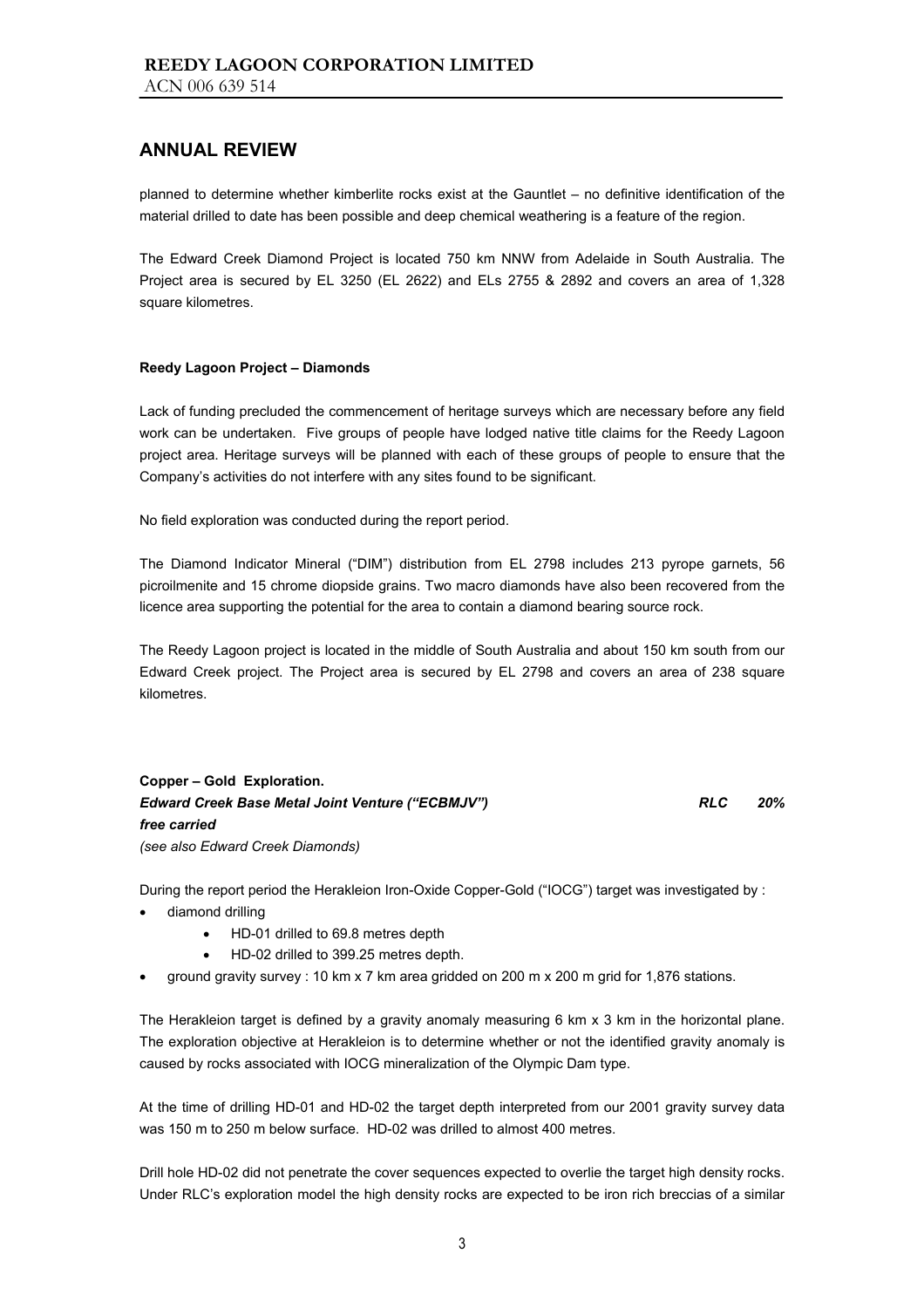## ANNUAL REVIEW

planned to determine whether kimberlite rocks exist at the Gauntlet – no definitive identification of the material drilled to date has been possible and deep chemical weathering is a feature of the region.

The Edward Creek Diamond Project is located 750 km NNW from Adelaide in South Australia. The Project area is secured by EL 3250 (EL 2622) and ELs 2755 & 2892 and covers an area of 1,328 square kilometres.

**Reedy Lagoon Project – Diamonds**

Lack of funding precluded the commencement of heritage surveys which are necessary before any field work can be undertaken. Five groups of people have lodged native title claims for the Reedy Lagoon project area. Heritage surveys will be planned with each of these groups of people to ensure that the Company's activities do not interfere with any sites found to be significant.

No field exploration was conducted during the report period.

The Diamond Indicator Mineral ("DIM") distribution from EL 2798 includes 213 pyrope garnets, 56 picroilmenite and 15 chrome diopside grains. Two macro diamonds have also been recovered from the licence area supporting the potential for the area to contain a diamond bearing source rock.

The Reedy Lagoon project is located in the middle of South Australia and about 150 km south from our Edward Creek project. The Project area is secured by EL 2798 and covers an area of 238 square kilometres.

**Copper – Gold Exploration.**

***Edward Creek Base Metal Joint Venture ("ECBMJV") RLC 20% free carried***

*(see also Edward Creek Diamonds)*

During the report period the Herakleion Iron-Oxide Copper-Gold ("IOCG") target was investigated by :

- diamond drilling
  - HD-01 drilled to 69.8 metres depth
  - HD-02 drilled to 399.25 metres depth.
- ground gravity survey : 10 km x 7 km area gridded on 200 m x 200 m grid for 1,876 stations.

The Herakleion target is defined by a gravity anomaly measuring 6 km x 3 km in the horizontal plane. The exploration objective at Herakleion is to determine whether or not the identified gravity anomaly is caused by rocks associated with IOCG mineralization of the Olympic Dam type.

At the time of drilling HD-01 and HD-02 the target depth interpreted from our 2001 gravity survey data was 150 m to 250 m below surface. HD-02 was drilled to almost 400 metres.

Drill hole HD-02 did not penetrate the cover sequences expected to overlie the target high density rocks. Under RLC's exploration model the high density rocks are expected to be iron rich breccias of a similar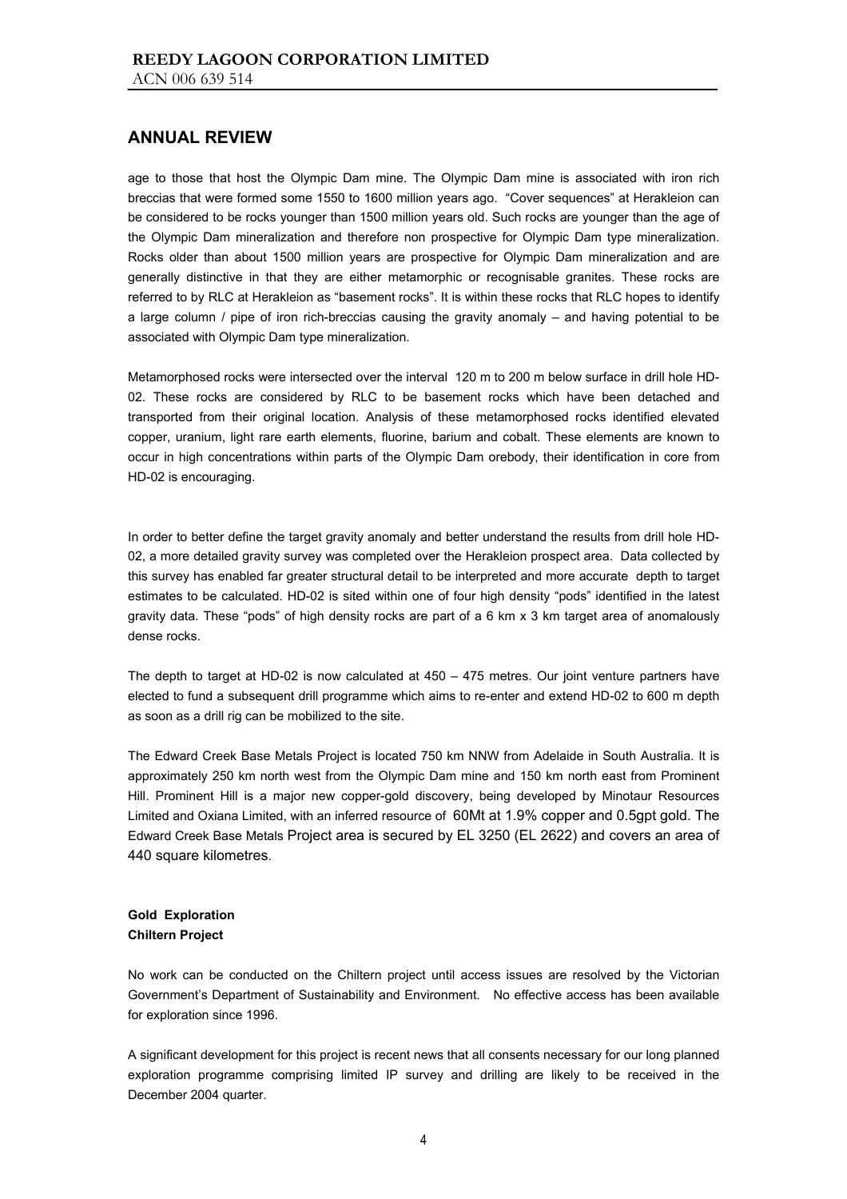## ANNUAL REVIEW

age to those that host the Olympic Dam mine. The Olympic Dam mine is associated with iron rich breccias that were formed some 1550 to 1600 million years ago. "Cover sequences" at Herakleion can be considered to be rocks younger than 1500 million years old. Such rocks are younger than the age of the Olympic Dam mineralization and therefore non prospective for Olympic Dam type mineralization. Rocks older than about 1500 million years are prospective for Olympic Dam mineralization and are generally distinctive in that they are either metamorphic or recognisable granites. These rocks are referred to by RLC at Herakleion as "basement rocks". It is within these rocks that RLC hopes to identify a large column / pipe of iron rich-breccias causing the gravity anomaly – and having potential to be associated with Olympic Dam type mineralization.

Metamorphosed rocks were intersected over the interval 120 m to 200 m below surface in drill hole HD-02. These rocks are considered by RLC to be basement rocks which have been detached and transported from their original location. Analysis of these metamorphosed rocks identified elevated copper, uranium, light rare earth elements, fluorine, barium and cobalt. These elements are known to occur in high concentrations within parts of the Olympic Dam orebody, their identification in core from HD-02 is encouraging.

In order to better define the target gravity anomaly and better understand the results from drill hole HD-02, a more detailed gravity survey was completed over the Herakleion prospect area. Data collected by this survey has enabled far greater structural detail to be interpreted and more accurate depth to target estimates to be calculated. HD-02 is sited within one of four high density "pods" identified in the latest gravity data. These "pods" of high density rocks are part of a 6 km x 3 km target area of anomalously dense rocks.

The depth to target at HD-02 is now calculated at 450 – 475 metres. Our joint venture partners have elected to fund a subsequent drill programme which aims to re-enter and extend HD-02 to 600 m depth as soon as a drill rig can be mobilized to the site.

The Edward Creek Base Metals Project is located 750 km NNW from Adelaide in South Australia. It is approximately 250 km north west from the Olympic Dam mine and 150 km north east from Prominent Hill. Prominent Hill is a major new copper-gold discovery, being developed by Minotaur Resources Limited and Oxiana Limited, with an inferred resource of 60Mt at 1.9% copper and 0.5gpt gold. The Edward Creek Base Metals Project area is secured by EL 3250 (EL 2622) and covers an area of 440 square kilometres.

**Gold Exploration**
**Chiltern Project**

No work can be conducted on the Chiltern project until access issues are resolved by the Victorian Government's Department of Sustainability and Environment. No effective access has been available for exploration since 1996.

A significant development for this project is recent news that all consents necessary for our long planned exploration programme comprising limited IP survey and drilling are likely to be received in the December 2004 quarter.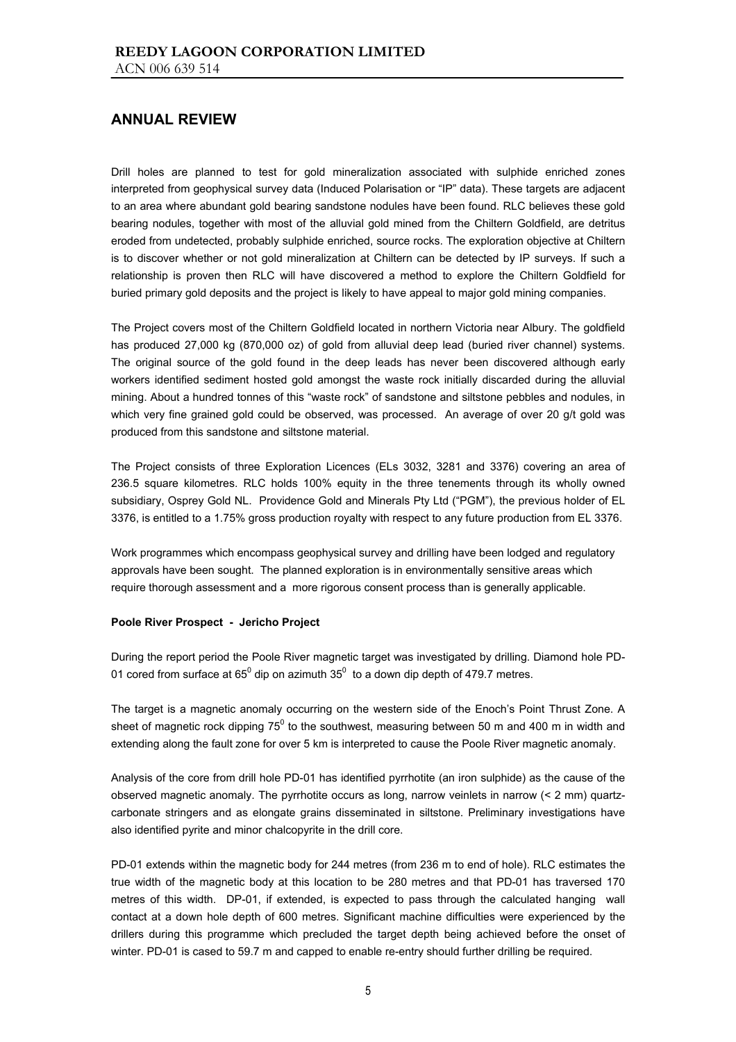## ANNUAL REVIEW

Drill holes are planned to test for gold mineralization associated with sulphide enriched zones interpreted from geophysical survey data (Induced Polarisation or "IP" data). These targets are adjacent to an area where abundant gold bearing sandstone nodules have been found. RLC believes these gold bearing nodules, together with most of the alluvial gold mined from the Chiltern Goldfield, are detritus eroded from undetected, probably sulphide enriched, source rocks. The exploration objective at Chiltern is to discover whether or not gold mineralization at Chiltern can be detected by IP surveys. If such a relationship is proven then RLC will have discovered a method to explore the Chiltern Goldfield for buried primary gold deposits and the project is likely to have appeal to major gold mining companies.

The Project covers most of the Chiltern Goldfield located in northern Victoria near Albury. The goldfield has produced 27,000 kg (870,000 oz) of gold from alluvial deep lead (buried river channel) systems. The original source of the gold found in the deep leads has never been discovered although early workers identified sediment hosted gold amongst the waste rock initially discarded during the alluvial mining. About a hundred tonnes of this "waste rock" of sandstone and siltstone pebbles and nodules, in which very fine grained gold could be observed, was processed. An average of over 20 g/t gold was produced from this sandstone and siltstone material.

The Project consists of three Exploration Licences (ELs 3032, 3281 and 3376) covering an area of 236.5 square kilometres. RLC holds 100% equity in the three tenements through its wholly owned subsidiary, Osprey Gold NL. Providence Gold and Minerals Pty Ltd ("PGM"), the previous holder of EL 3376, is entitled to a 1.75% gross production royalty with respect to any future production from EL 3376.

Work programmes which encompass geophysical survey and drilling have been lodged and regulatory approvals have been sought. The planned exploration is in environmentally sensitive areas which require thorough assessment and a more rigorous consent process than is generally applicable.

**Poole River Prospect - Jericho Project**

During the report period the Poole River magnetic target was investigated by drilling. Diamond hole PD-01 cored from surface at $65^0$ dip on azimuth $35^0$ to a down dip depth of 479.7 metres.

The target is a magnetic anomaly occurring on the western side of the Enoch's Point Thrust Zone. A sheet of magnetic rock dipping $75^0$ to the southwest, measuring between 50 m and 400 m in width and extending along the fault zone for over 5 km is interpreted to cause the Poole River magnetic anomaly.

Analysis of the core from drill hole PD-01 has identified pyrrhotite (an iron sulphide) as the cause of the observed magnetic anomaly. The pyrrhotite occurs as long, narrow veinlets in narrow (< 2 mm) quartz-carbonate stringers and as elongate grains disseminated in siltstone. Preliminary investigations have also identified pyrite and minor chalcopyrite in the drill core.

PD-01 extends within the magnetic body for 244 metres (from 236 m to end of hole). RLC estimates the true width of the magnetic body at this location to be 280 metres and that PD-01 has traversed 170 metres of this width. DP-01, if extended, is expected to pass through the calculated hanging wall contact at a down hole depth of 600 metres. Significant machine difficulties were experienced by the drillers during this programme which precluded the target depth being achieved before the onset of winter. PD-01 is cased to 59.7 m and capped to enable re-entry should further drilling be required.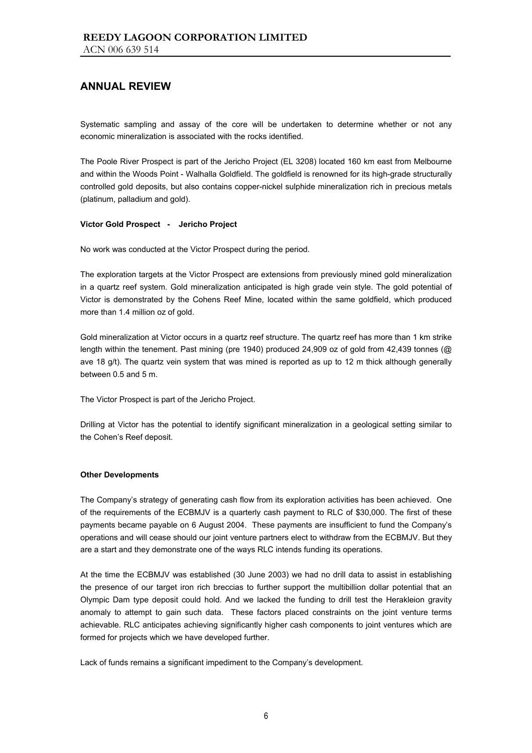## ANNUAL REVIEW

Systematic sampling and assay of the core will be undertaken to determine whether or not any economic mineralization is associated with the rocks identified.

The Poole River Prospect is part of the Jericho Project (EL 3208) located 160 km east from Melbourne and within the Woods Point - Walhalla Goldfield. The goldfield is renowned for its high-grade structurally controlled gold deposits, but also contains copper-nickel sulphide mineralization rich in precious metals (platinum, palladium and gold).

**Victor Gold Prospect - Jericho Project**

No work was conducted at the Victor Prospect during the period.

The exploration targets at the Victor Prospect are extensions from previously mined gold mineralization in a quartz reef system. Gold mineralization anticipated is high grade vein style. The gold potential of Victor is demonstrated by the Cohens Reef Mine, located within the same goldfield, which produced more than 1.4 million oz of gold.

Gold mineralization at Victor occurs in a quartz reef structure. The quartz reef has more than 1 km strike length within the tenement. Past mining (pre 1940) produced 24,909 oz of gold from 42,439 tonnes (@ ave 18 g/t). The quartz vein system that was mined is reported as up to 12 m thick although generally between 0.5 and 5 m.

The Victor Prospect is part of the Jericho Project.

Drilling at Victor has the potential to identify significant mineralization in a geological setting similar to the Cohen's Reef deposit.

**Other Developments**

The Company's strategy of generating cash flow from its exploration activities has been achieved. One of the requirements of the ECBMJV is a quarterly cash payment to RLC of $30,000. The first of these payments became payable on 6 August 2004. These payments are insufficient to fund the Company's operations and will cease should our joint venture partners elect to withdraw from the ECBMJV. But they are a start and they demonstrate one of the ways RLC intends funding its operations.

At the time the ECBMJV was established (30 June 2003) we had no drill data to assist in establishing the presence of our target iron rich breccias to further support the multibillion dollar potential that an Olympic Dam type deposit could hold. And we lacked the funding to drill test the Herakleion gravity anomaly to attempt to gain such data. These factors placed constraints on the joint venture terms achievable. RLC anticipates achieving significantly higher cash components to joint ventures which are formed for projects which we have developed further.

Lack of funds remains a significant impediment to the Company's development.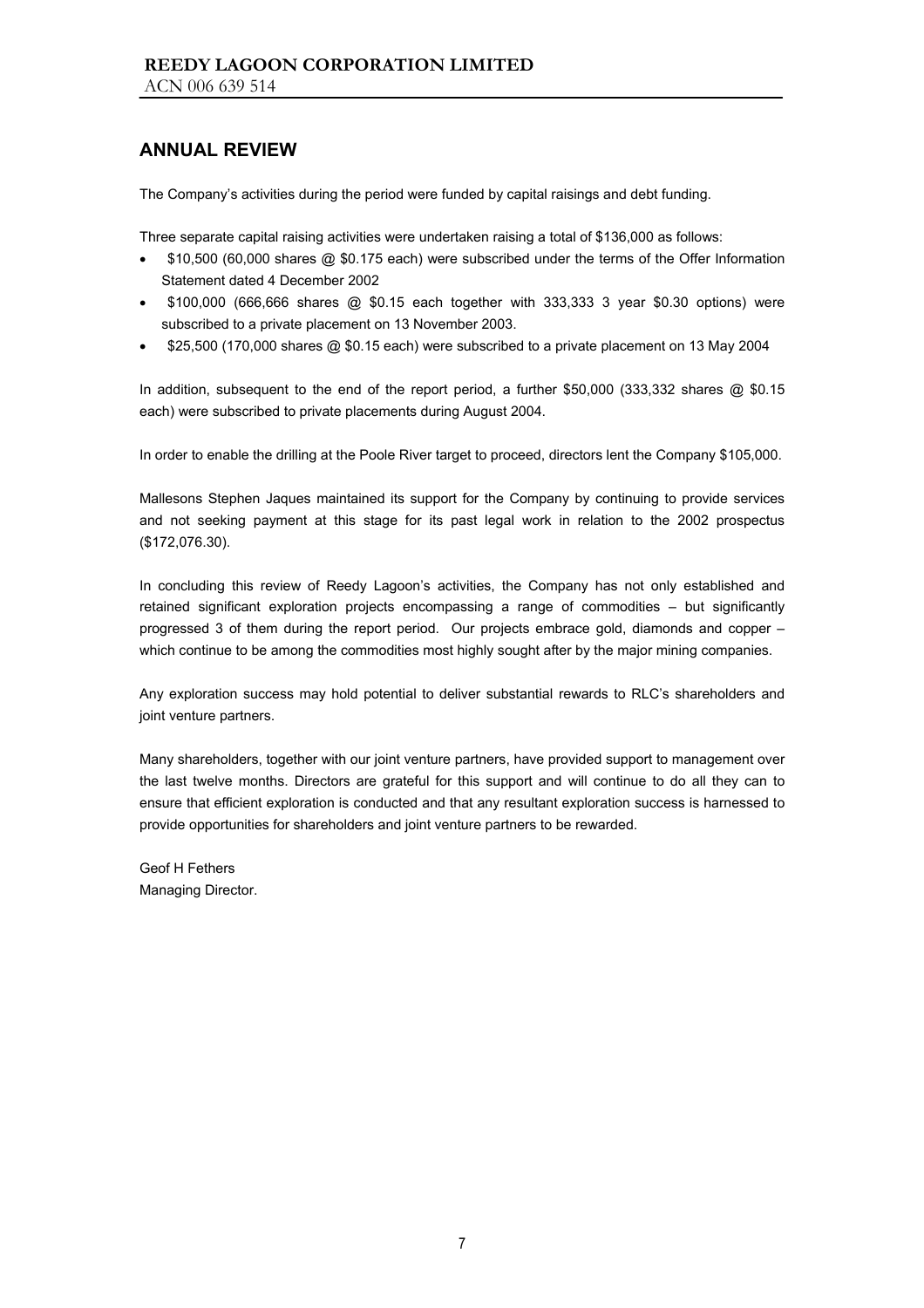## ANNUAL REVIEW

The Company's activities during the period were funded by capital raisings and debt funding.

Three separate capital raising activities were undertaken raising a total of $136,000 as follows:

- $10,500 (60,000 shares @ $0.175 each) were subscribed under the terms of the Offer Information Statement dated 4 December 2002
- $100,000 (666,666 shares @ $0.15 each together with 333,333 3 year $0.30 options) were subscribed to a private placement on 13 November 2003.
- $25,500 (170,000 shares @ $0.15 each) were subscribed to a private placement on 13 May 2004

In addition, subsequent to the end of the report period, a further $50,000 (333,332 shares @ $0.15 each) were subscribed to private placements during August 2004.

In order to enable the drilling at the Poole River target to proceed, directors lent the Company $105,000.

Mallesons Stephen Jaques maintained its support for the Company by continuing to provide services and not seeking payment at this stage for its past legal work in relation to the 2002 prospectus ($172,076.30).

In concluding this review of Reedy Lagoon's activities, the Company has not only established and retained significant exploration projects encompassing a range of commodities – but significantly progressed 3 of them during the report period. Our projects embrace gold, diamonds and copper – which continue to be among the commodities most highly sought after by the major mining companies.

Any exploration success may hold potential to deliver substantial rewards to RLC's shareholders and joint venture partners.

Many shareholders, together with our joint venture partners, have provided support to management over the last twelve months. Directors are grateful for this support and will continue to do all they can to ensure that efficient exploration is conducted and that any resultant exploration success is harnessed to provide opportunities for shareholders and joint venture partners to be rewarded.

Geof H Fethers
Managing Director.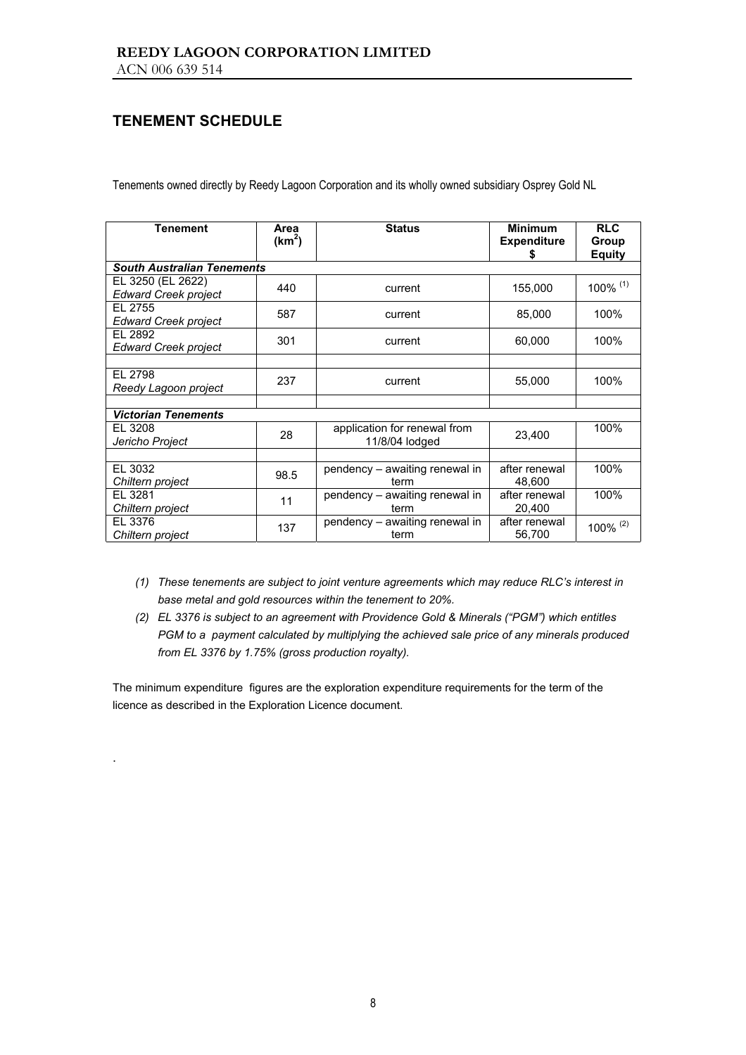# TENEMENT SCHEDULE

Tenements owned directly by Reedy Lagoon Corporation and its wholly owned subsidiary Osprey Gold NL

| Tenement | Area ($km^2$) | Status | Minimum Expenditure $ | RLC Group Equity |
|---|---|---|---|---|
| ***South Australian Tenements*** | | | | |
| EL 3250 (EL 2622) *Edward Creek project* | 440 | current | 155,000 | 100% (1) |
| EL 2755 *Edward Creek project* | 587 | current | 85,000 | 100% |
| EL 2892 *Edward Creek project* | 301 | current | 60,000 | 100% |
| | | | | |
| EL 2798 *Reedy Lagoon project* | 237 | current | 55,000 | 100% |
| | | | | |
| ***Victorian Tenements*** | | | | |
| EL 3208 *Jericho Project* | 28 | application for renewal from 11/8/04 lodged | 23,400 | 100% |
| | | | | |
| EL 3032 *Chiltern project* | 98.5 | pendency – awaiting renewal in term | after renewal 48,600 | 100% |
| EL 3281 *Chiltern project* | 11 | pendency – awaiting renewal in term | after renewal 20,400 | 100% |
| EL 3376 *Chiltern project* | 137 | pendency – awaiting renewal in term | after renewal 56,700 | 100% (2) |

*(1) These tenements are subject to joint venture agreements which may reduce RLC's interest in base metal and gold resources within the tenement to 20%.*

*(2) EL 3376 is subject to an agreement with Providence Gold & Minerals ("PGM") which entitles PGM to a payment calculated by multiplying the achieved sale price of any minerals produced from EL 3376 by 1.75% (gross production royalty).*

The minimum expenditure figures are the exploration expenditure requirements for the term of the licence as described in the Exploration Licence document.

.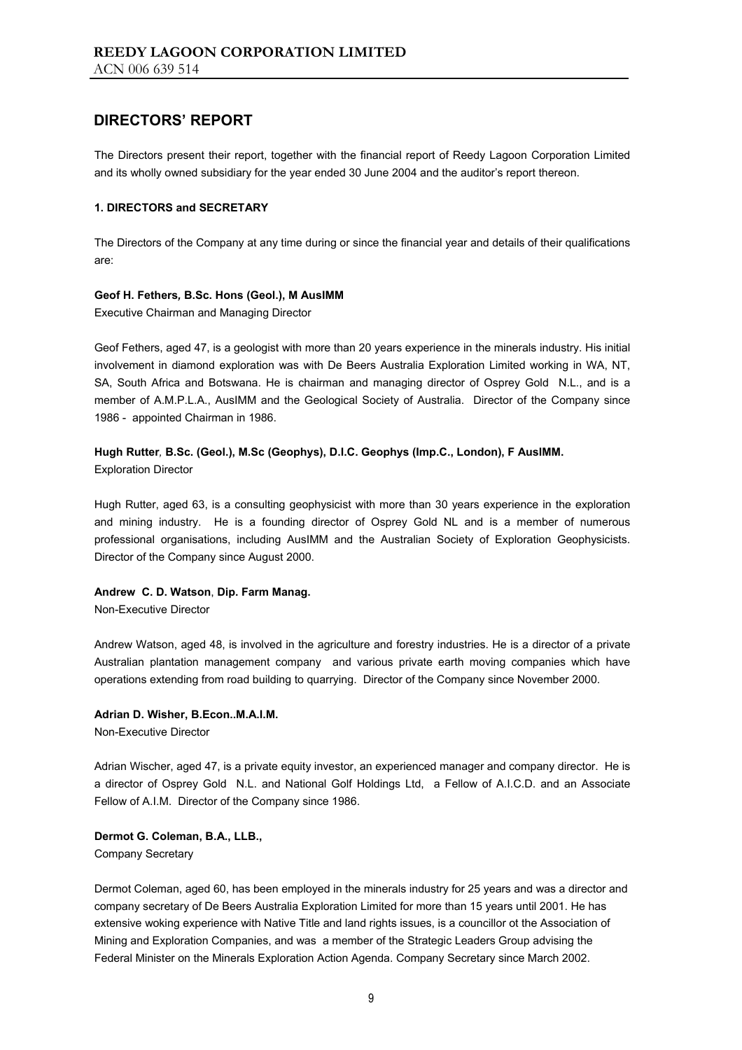# DIRECTORS' REPORT

The Directors present their report, together with the financial report of Reedy Lagoon Corporation Limited and its wholly owned subsidiary for the year ended 30 June 2004 and the auditor's report thereon.

### 1. DIRECTORS and SECRETARY

The Directors of the Company at any time during or since the financial year and details of their qualifications are:

**Geof H. Fethers, B.Sc. Hons (Geol.), M AusIMM**
Executive Chairman and Managing Director

Geof Fethers, aged 47, is a geologist with more than 20 years experience in the minerals industry. His initial involvement in diamond exploration was with De Beers Australia Exploration Limited working in WA, NT, SA, South Africa and Botswana. He is chairman and managing director of Osprey Gold N.L., and is a member of A.M.P.L.A., AusIMM and the Geological Society of Australia. Director of the Company since 1986 - appointed Chairman in 1986.

**Hugh Rutter, B.Sc. (Geol.), M.Sc (Geophys), D.I.C. Geophys (Imp.C., London), F AusIMM.**
Exploration Director

Hugh Rutter, aged 63, is a consulting geophysicist with more than 30 years experience in the exploration and mining industry. He is a founding director of Osprey Gold NL and is a member of numerous professional organisations, including AusIMM and the Australian Society of Exploration Geophysicists. Director of the Company since August 2000.

**Andrew C. D. Watson, Dip. Farm Manag.**
Non-Executive Director

Andrew Watson, aged 48, is involved in the agriculture and forestry industries. He is a director of a private Australian plantation management company and various private earth moving companies which have operations extending from road building to quarrying. Director of the Company since November 2000.

**Adrian D. Wisher, B.Econ..M.A.I.M.**
Non-Executive Director

Adrian Wischer, aged 47, is a private equity investor, an experienced manager and company director. He is a director of Osprey Gold N.L. and National Golf Holdings Ltd, a Fellow of A.I.C.D. and an Associate Fellow of A.I.M. Director of the Company since 1986.

**Dermot G. Coleman, B.A., LLB.,**
Company Secretary

Dermot Coleman, aged 60, has been employed in the minerals industry for 25 years and was a director and company secretary of De Beers Australia Exploration Limited for more than 15 years until 2001. He has extensive woking experience with Native Title and land rights issues, is a councillor ot the Association of Mining and Exploration Companies, and was a member of the Strategic Leaders Group advising the Federal Minister on the Minerals Exploration Action Agenda. Company Secretary since March 2002.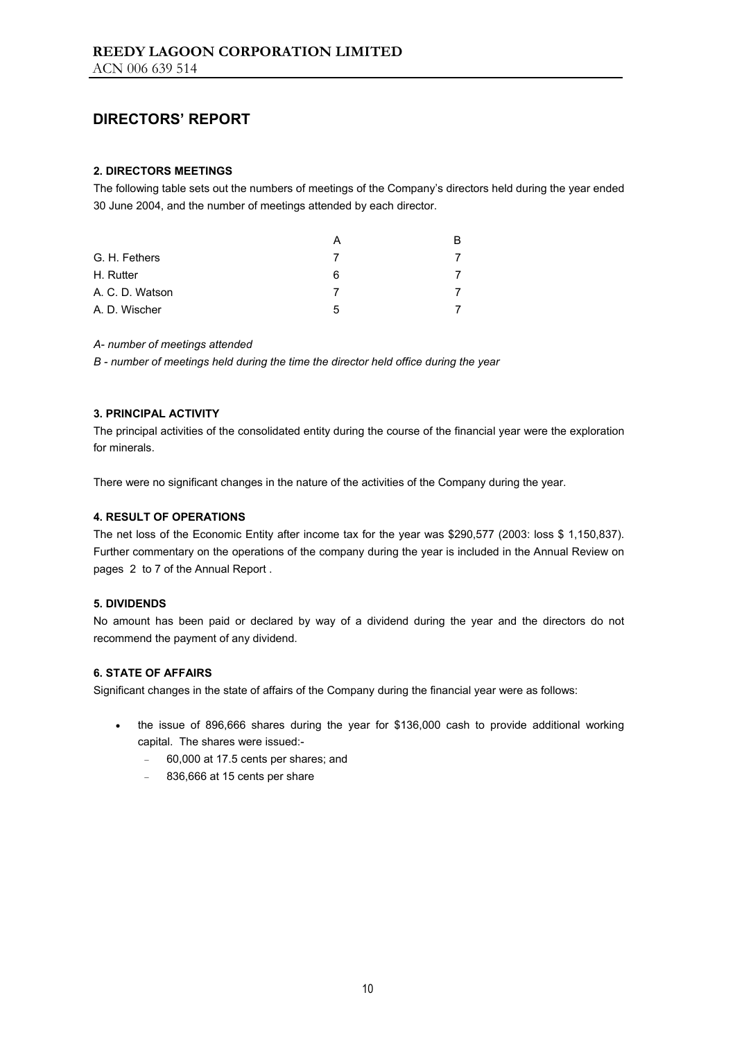# DIRECTORS' REPORT

### 2. DIRECTORS MEETINGS

The following table sets out the numbers of meetings of the Company's directors held during the year ended 30 June 2004, and the number of meetings attended by each director.

| | A | B |
|---|---|---|
| G. H. Fethers | 7 | 7 |
| H. Rutter | 6 | 7 |
| A. C. D. Watson | 7 | 7 |
| A. D. Wischer | 5 | 7 |

*A- number of meetings attended*

*B - number of meetings held during the time the director held office during the year*

### 3. PRINCIPAL ACTIVITY

The principal activities of the consolidated entity during the course of the financial year were the exploration for minerals.

There were no significant changes in the nature of the activities of the Company during the year.

### 4. RESULT OF OPERATIONS

The net loss of the Economic Entity after income tax for the year was $290,577 (2003: loss $ 1,150,837). Further commentary on the operations of the company during the year is included in the Annual Review on pages 2 to 7 of the Annual Report .

### 5. DIVIDENDS

No amount has been paid or declared by way of a dividend during the year and the directors do not recommend the payment of any dividend.

### 6. STATE OF AFFAIRS

Significant changes in the state of affairs of the Company during the financial year were as follows:

- the issue of 896,666 shares during the year for $136,000 cash to provide additional working capital. The shares were issued:-
  - 60,000 at 17.5 cents per shares; and
  - 836,666 at 15 cents per share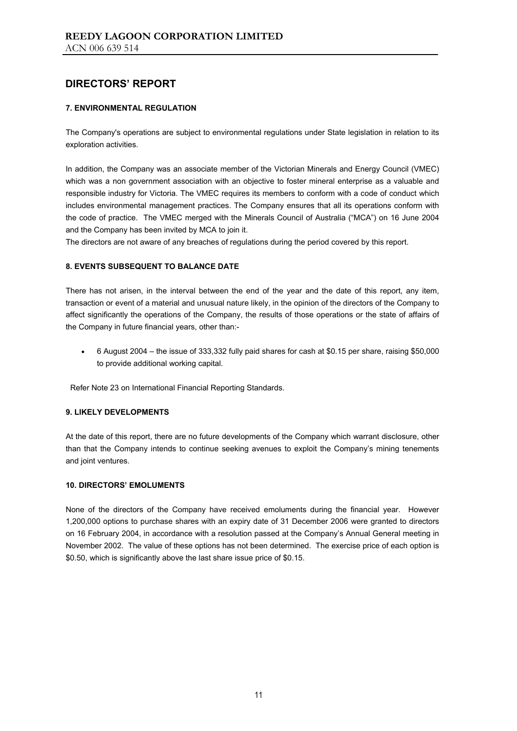# DIRECTORS' REPORT

### 7. ENVIRONMENTAL REGULATION

The Company's operations are subject to environmental regulations under State legislation in relation to its exploration activities.

In addition, the Company was an associate member of the Victorian Minerals and Energy Council (VMEC) which was a non government association with an objective to foster mineral enterprise as a valuable and responsible industry for Victoria. The VMEC requires its members to conform with a code of conduct which includes environmental management practices. The Company ensures that all its operations conform with the code of practice. The VMEC merged with the Minerals Council of Australia ("MCA") on 16 June 2004 and the Company has been invited by MCA to join it.

The directors are not aware of any breaches of regulations during the period covered by this report.

### 8. EVENTS SUBSEQUENT TO BALANCE DATE

There has not arisen, in the interval between the end of the year and the date of this report, any item, transaction or event of a material and unusual nature likely, in the opinion of the directors of the Company to affect significantly the operations of the Company, the results of those operations or the state of affairs of the Company in future financial years, other than:-

- 6 August 2004 – the issue of 333,332 fully paid shares for cash at $0.15 per share, raising $50,000 to provide additional working capital.

Refer Note 23 on International Financial Reporting Standards.

### 9. LIKELY DEVELOPMENTS

At the date of this report, there are no future developments of the Company which warrant disclosure, other than that the Company intends to continue seeking avenues to exploit the Company's mining tenements and joint ventures.

### 10. DIRECTORS' EMOLUMENTS

None of the directors of the Company have received emoluments during the financial year. However 1,200,000 options to purchase shares with an expiry date of 31 December 2006 were granted to directors on 16 February 2004, in accordance with a resolution passed at the Company's Annual General meeting in November 2002. The value of these options has not been determined. The exercise price of each option is $0.50, which is significantly above the last share issue price of $0.15.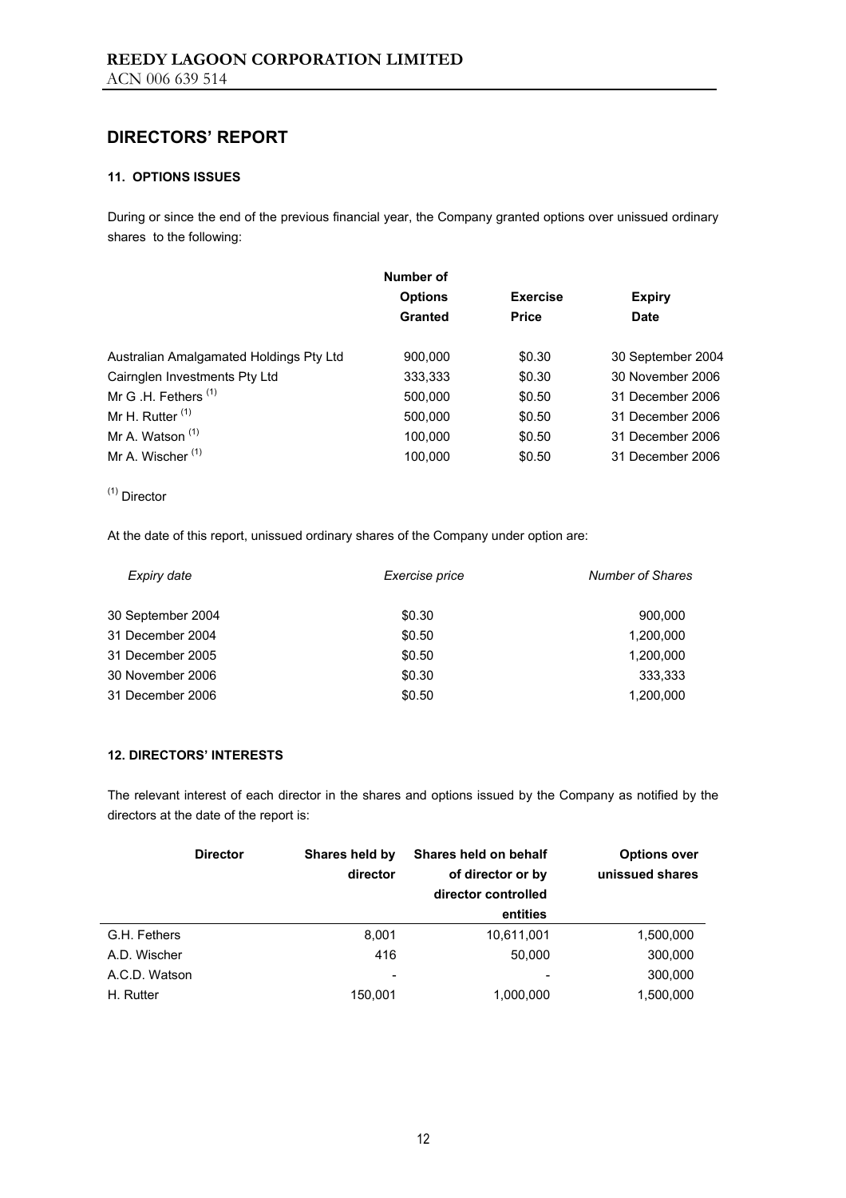## DIRECTORS' REPORT

### 11. OPTIONS ISSUES

During or since the end of the previous financial year, the Company granted options over unissued ordinary shares to the following:

| | Number of Options Granted | Exercise Price | Expiry Date |
|---|---|---|---|
| Australian Amalgamated Holdings Pty Ltd | 900,000 | $0.30 | 30 September 2004 |
| Cairnglen Investments Pty Ltd | 333,333 | $0.30 | 30 November 2006 |
| Mr G .H. Fethers [(1)] | 500,000 | $0.50 | 31 December 2006 |
| Mr H. Rutter [(1)] | 500,000 | $0.50 | 31 December 2006 |
| Mr A. Watson [(1)] | 100,000 | $0.50 | 31 December 2006 |
| Mr A. Wischer [(1)] | 100,000 | $0.50 | 31 December 2006 |

[(1)] Director

At the date of this report, unissued ordinary shares of the Company under option are:

| *Expiry date* | *Exercise price* | *Number of Shares* |
|---|---|---|
| 30 September 2004 | $0.30 | 900,000 |
| 31 December 2004 | $0.50 | 1,200,000 |
| 31 December 2005 | $0.50 | 1,200,000 |
| 30 November 2006 | $0.30 | 333,333 |
| 31 December 2006 | $0.50 | 1,200,000 |

### 12. DIRECTORS' INTERESTS

The relevant interest of each director in the shares and options issued by the Company as notified by the directors at the date of the report is:

| Director | Shares held by director | Shares held on behalf of director or by director controlled entities | Options over unissued shares |
|---|---|---|---|
| G.H. Fethers | 8,001 | 10,611,001 | 1,500,000 |
| A.D. Wischer | 416 | 50,000 | 300,000 |
| A.C.D. Watson | - | - | 300,000 |
| H. Rutter | 150,001 | 1,000,000 | 1,500,000 |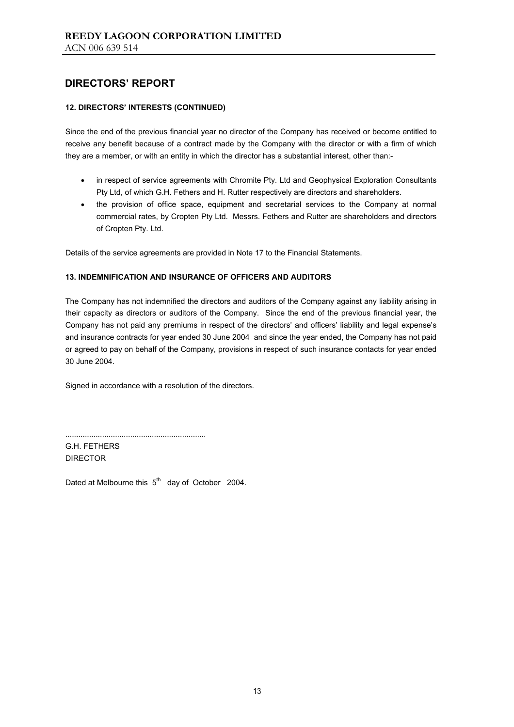# DIRECTORS' REPORT

### 12. DIRECTORS' INTERESTS (CONTINUED)

Since the end of the previous financial year no director of the Company has received or become entitled to receive any benefit because of a contract made by the Company with the director or with a firm of which they are a member, or with an entity in which the director has a substantial interest, other than:-

- in respect of service agreements with Chromite Pty. Ltd and Geophysical Exploration Consultants Pty Ltd, of which G.H. Fethers and H. Rutter respectively are directors and shareholders.
- the provision of office space, equipment and secretarial services to the Company at normal commercial rates, by Cropten Pty Ltd. Messrs. Fethers and Rutter are shareholders and directors of Cropten Pty. Ltd.

Details of the service agreements are provided in Note 17 to the Financial Statements.

### 13. INDEMNIFICATION AND INSURANCE OF OFFICERS AND AUDITORS

The Company has not indemnified the directors and auditors of the Company against any liability arising in their capacity as directors or auditors of the Company. Since the end of the previous financial year, the Company has not paid any premiums in respect of the directors' and officers' liability and legal expense's and insurance contracts for year ended 30 June 2004 and since the year ended, the Company has not paid or agreed to pay on behalf of the Company, provisions in respect of such insurance contacts for year ended 30 June 2004.

Signed in accordance with a resolution of the directors.

.................................................................

G.H. FETHERS
DIRECTOR

Dated at Melbourne this 5th day of October 2004.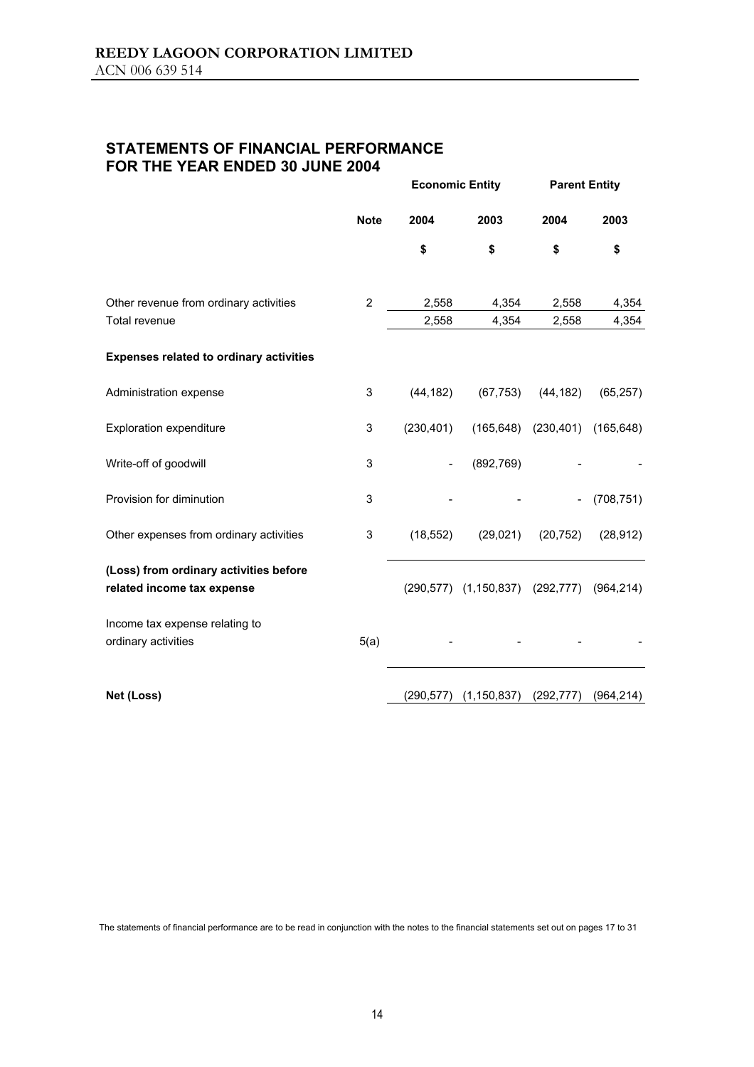**REEDY LAGOON CORPORATION LIMITED**
ACN 006 639 514

## STATEMENTS OF FINANCIAL PERFORMANCE
## FOR THE YEAR ENDED 30 JUNE 2004

| | | Economic Entity | | Parent Entity | |
|---|---|---|---|---|---|
| | **Note** | **2004** | **2003** | **2004** | **2003** |
| | | **\$** | **\$** | **\$** | **\$** |
| Other revenue from ordinary activities | 2 | 2,558 | 4,354 | 2,558 | 4,354 |
| Total revenue | | 2,558 | 4,354 | 2,558 | 4,354 |
| **Expenses related to ordinary activities** | | | | | |
| Administration expense | 3 | (44,182) | (67,753) | (44,182) | (65,257) |
| Exploration expenditure | 3 | (230,401) | (165,648) | (230,401) | (165,648) |
| Write-off of goodwill | 3 | - | (892,769) | - | - |
| Provision for diminution | 3 | - | - | - | (708,751) |
| Other expenses from ordinary activities | 3 | (18,552) | (29,021) | (20,752) | (28,912) |
| **(Loss) from ordinary activities before related income tax expense** | | (290,577) | (1,150,837) | (292,777) | (964,214) |
| Income tax expense relating to ordinary activities | 5(a) | - | - | - | - |
| **Net (Loss)** | | (290,577) | (1,150,837) | (292,777) | (964,214) |

The statements of financial performance are to be read in conjunction with the notes to the financial statements set out on pages 17 to 31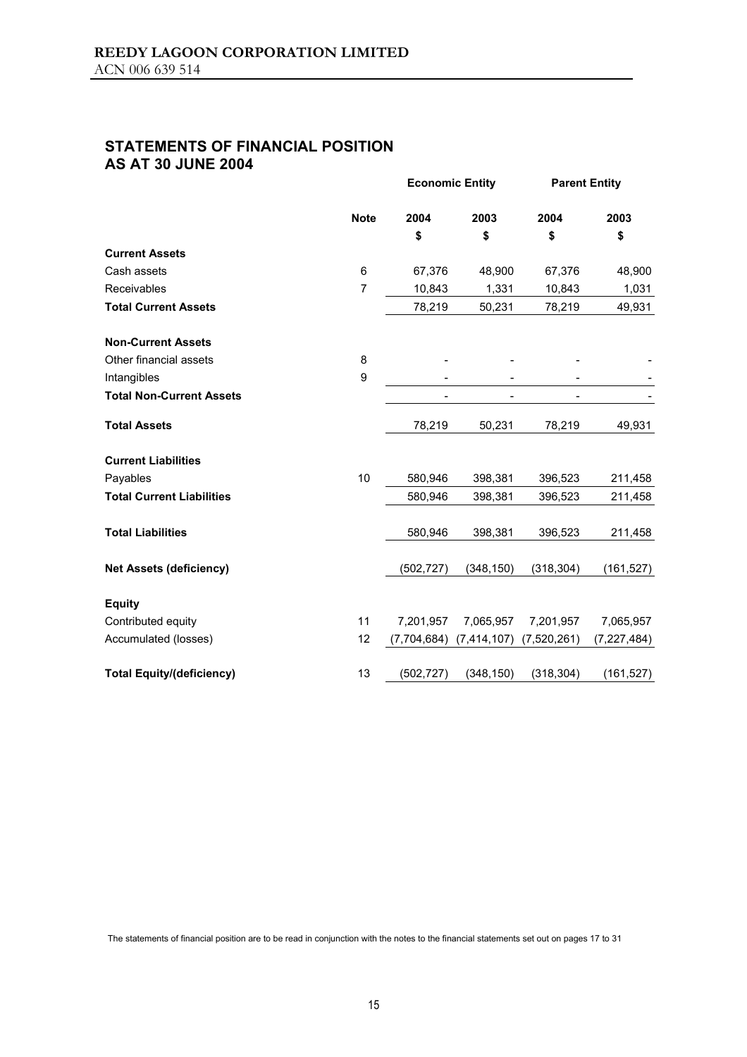**REEDY LAGOON CORPORATION LIMITED**
ACN 006 639 514

# STATEMENTS OF FINANCIAL POSITION
## AS AT 30 JUNE 2004

| | | Economic Entity | | Parent Entity | |
|---|---|---|---|---|---|
| | **Note** | **2004** | **2003** | **2004** | **2003** |
| | | **$** | **$** | **$** | **$** |
| **Current Assets** | | | | | |
| Cash assets | 6 | 67,376 | 48,900 | 67,376 | 48,900 |
| Receivables | 7 | 10,843 | 1,331 | 10,843 | 1,031 |
| **Total Current Assets** | | 78,219 | 50,231 | 78,219 | 49,931 |
| **Non-Current Assets** | | | | | |
| Other financial assets | 8 | - | - | - | - |
| Intangibles | 9 | - | - | - | - |
| **Total Non-Current Assets** | | - | - | - | - |
| **Total Assets** | | 78,219 | 50,231 | 78,219 | 49,931 |
| **Current Liabilities** | | | | | |
| Payables | 10 | 580,946 | 398,381 | 396,523 | 211,458 |
| **Total Current Liabilities** | | 580,946 | 398,381 | 396,523 | 211,458 |
| **Total Liabilities** | | 580,946 | 398,381 | 396,523 | 211,458 |
| **Net Assets (deficiency)** | | (502,727) | (348,150) | (318,304) | (161,527) |
| **Equity** | | | | | |
| Contributed equity | 11 | 7,201,957 | 7,065,957 | 7,201,957 | 7,065,957 |
| Accumulated (losses) | 12 | (7,704,684) | (7,414,107) | (7,520,261) | (7,227,484) |
| **Total Equity/(deficiency)** | 13 | (502,727) | (348,150) | (318,304) | (161,527) |

The statements of financial position are to be read in conjunction with the notes to the financial statements set out on pages 17 to 31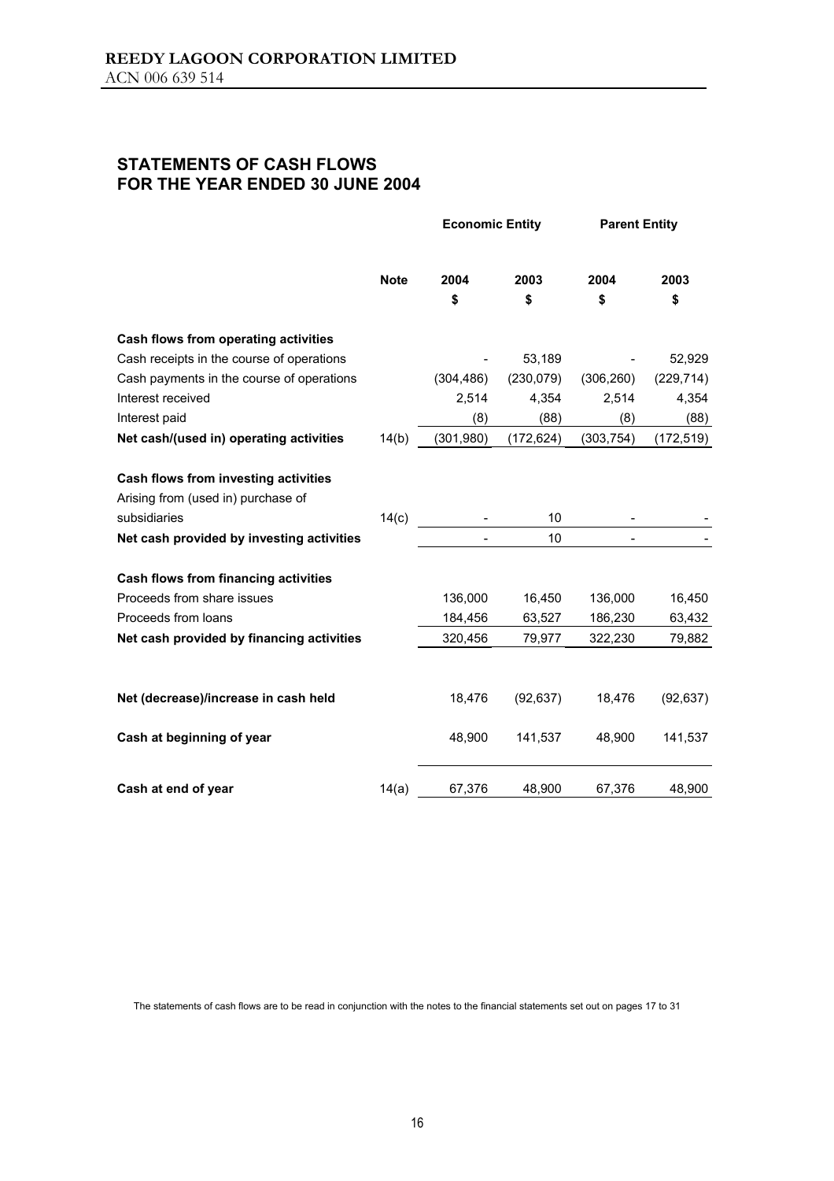**REEDY LAGOON CORPORATION LIMITED**
ACN 006 639 514

## STATEMENTS OF CASH FLOWS
## FOR THE YEAR ENDED 30 JUNE 2004

| | Note | Economic Entity | | Parent Entity | |
|---|---|---|---|---|---|
| | | 2004 | 2003 | 2004 | 2003 |
| | | $ | $ | $ | $ |
| **Cash flows from operating activities** | | | | | |
| Cash receipts in the course of operations | | - | 53,189 | - | 52,929 |
| Cash payments in the course of operations | | (304,486) | (230,079) | (306,260) | (229,714) |
| Interest received | | 2,514 | 4,354 | 2,514 | 4,354 |
| Interest paid | | (8) | (88) | (8) | (88) |
| **Net cash/(used in) operating activities** | 14(b) | (301,980) | (172,624) | (303,754) | (172,519) |
| **Cash flows from investing activities** | | | | | |
| Arising from (used in) purchase of subsidiaries | 14(c) | - | 10 | - | - |
| **Net cash provided by investing activities** | | - | 10 | - | - |
| **Cash flows from financing activities** | | | | | |
| Proceeds from share issues | | 136,000 | 16,450 | 136,000 | 16,450 |
| Proceeds from loans | | 184,456 | 63,527 | 186,230 | 63,432 |
| **Net cash provided by financing activities** | | 320,456 | 79,977 | 322,230 | 79,882 |
| **Net (decrease)/increase in cash held** | | 18,476 | (92,637) | 18,476 | (92,637) |
| **Cash at beginning of year** | | 48,900 | 141,537 | 48,900 | 141,537 |
| **Cash at end of year** | 14(a) | 67,376 | 48,900 | 67,376 | 48,900 |

The statements of cash flows are to be read in conjunction with the notes to the financial statements set out on pages 17 to 31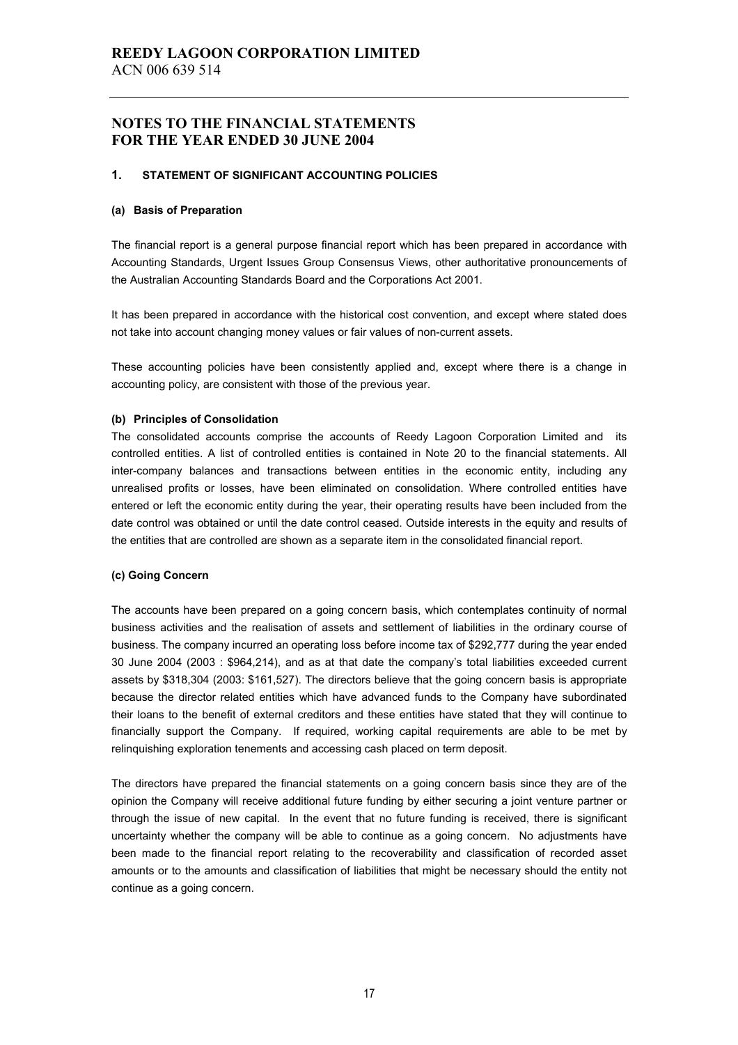# REEDY LAGOON CORPORATION LIMITED

ACN 006 639 514

## NOTES TO THE FINANCIAL STATEMENTS FOR THE YEAR ENDED 30 JUNE 2004

### 1. STATEMENT OF SIGNIFICANT ACCOUNTING POLICIES

**(a) Basis of Preparation**

The financial report is a general purpose financial report which has been prepared in accordance with Accounting Standards, Urgent Issues Group Consensus Views, other authoritative pronouncements of the Australian Accounting Standards Board and the Corporations Act 2001.

It has been prepared in accordance with the historical cost convention, and except where stated does not take into account changing money values or fair values of non-current assets.

These accounting policies have been consistently applied and, except where there is a change in accounting policy, are consistent with those of the previous year.

**(b) Principles of Consolidation**

The consolidated accounts comprise the accounts of Reedy Lagoon Corporation Limited and its controlled entities. A list of controlled entities is contained in Note 20 to the financial statements. All inter-company balances and transactions between entities in the economic entity, including any unrealised profits or losses, have been eliminated on consolidation. Where controlled entities have entered or left the economic entity during the year, their operating results have been included from the date control was obtained or until the date control ceased. Outside interests in the equity and results of the entities that are controlled are shown as a separate item in the consolidated financial report.

**(c) Going Concern**

The accounts have been prepared on a going concern basis, which contemplates continuity of normal business activities and the realisation of assets and settlement of liabilities in the ordinary course of business. The company incurred an operating loss before income tax of $292,777 during the year ended 30 June 2004 (2003 : $964,214), and as at that date the company's total liabilities exceeded current assets by $318,304 (2003: $161,527). The directors believe that the going concern basis is appropriate because the director related entities which have advanced funds to the Company have subordinated their loans to the benefit of external creditors and these entities have stated that they will continue to financially support the Company. If required, working capital requirements are able to be met by relinquishing exploration tenements and accessing cash placed on term deposit.

The directors have prepared the financial statements on a going concern basis since they are of the opinion the Company will receive additional future funding by either securing a joint venture partner or through the issue of new capital. In the event that no future funding is received, there is significant uncertainty whether the company will be able to continue as a going concern. No adjustments have been made to the financial report relating to the recoverability and classification of recorded asset amounts or to the amounts and classification of liabilities that might be necessary should the entity not continue as a going concern.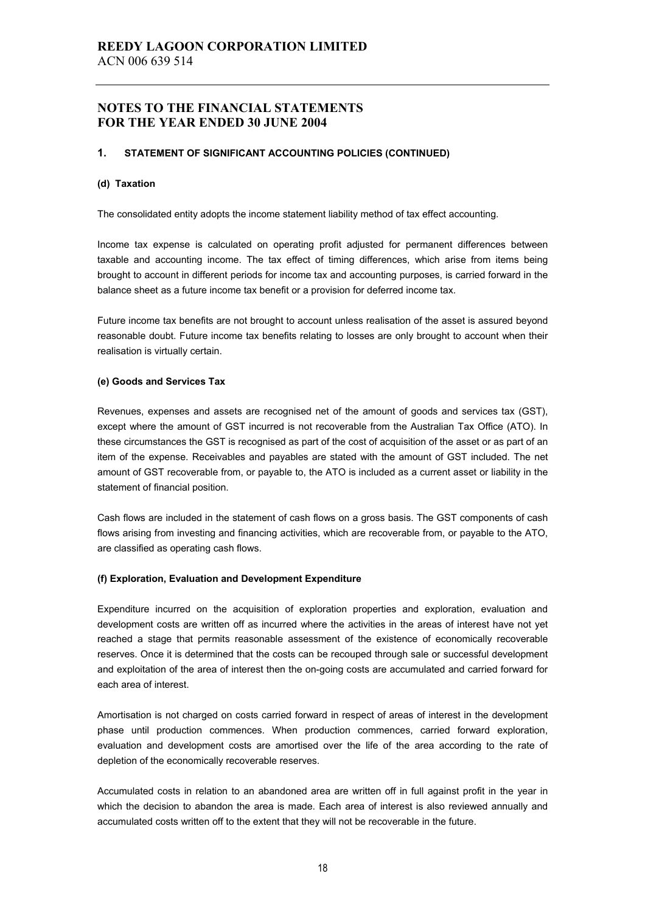# REEDY LAGOON CORPORATION LIMITED

ACN 006 639 514

## NOTES TO THE FINANCIAL STATEMENTS FOR THE YEAR ENDED 30 JUNE 2004

### 1. STATEMENT OF SIGNIFICANT ACCOUNTING POLICIES (CONTINUED)

**(d) Taxation**

The consolidated entity adopts the income statement liability method of tax effect accounting.

Income tax expense is calculated on operating profit adjusted for permanent differences between taxable and accounting income. The tax effect of timing differences, which arise from items being brought to account in different periods for income tax and accounting purposes, is carried forward in the balance sheet as a future income tax benefit or a provision for deferred income tax.

Future income tax benefits are not brought to account unless realisation of the asset is assured beyond reasonable doubt. Future income tax benefits relating to losses are only brought to account when their realisation is virtually certain.

**(e) Goods and Services Tax**

Revenues, expenses and assets are recognised net of the amount of goods and services tax (GST), except where the amount of GST incurred is not recoverable from the Australian Tax Office (ATO). In these circumstances the GST is recognised as part of the cost of acquisition of the asset or as part of an item of the expense. Receivables and payables are stated with the amount of GST included. The net amount of GST recoverable from, or payable to, the ATO is included as a current asset or liability in the statement of financial position.

Cash flows are included in the statement of cash flows on a gross basis. The GST components of cash flows arising from investing and financing activities, which are recoverable from, or payable to the ATO, are classified as operating cash flows.

**(f) Exploration, Evaluation and Development Expenditure**

Expenditure incurred on the acquisition of exploration properties and exploration, evaluation and development costs are written off as incurred where the activities in the areas of interest have not yet reached a stage that permits reasonable assessment of the existence of economically recoverable reserves. Once it is determined that the costs can be recouped through sale or successful development and exploitation of the area of interest then the on-going costs are accumulated and carried forward for each area of interest.

Amortisation is not charged on costs carried forward in respect of areas of interest in the development phase until production commences. When production commences, carried forward exploration, evaluation and development costs are amortised over the life of the area according to the rate of depletion of the economically recoverable reserves.

Accumulated costs in relation to an abandoned area are written off in full against profit in the year in which the decision to abandon the area is made. Each area of interest is also reviewed annually and accumulated costs written off to the extent that they will not be recoverable in the future.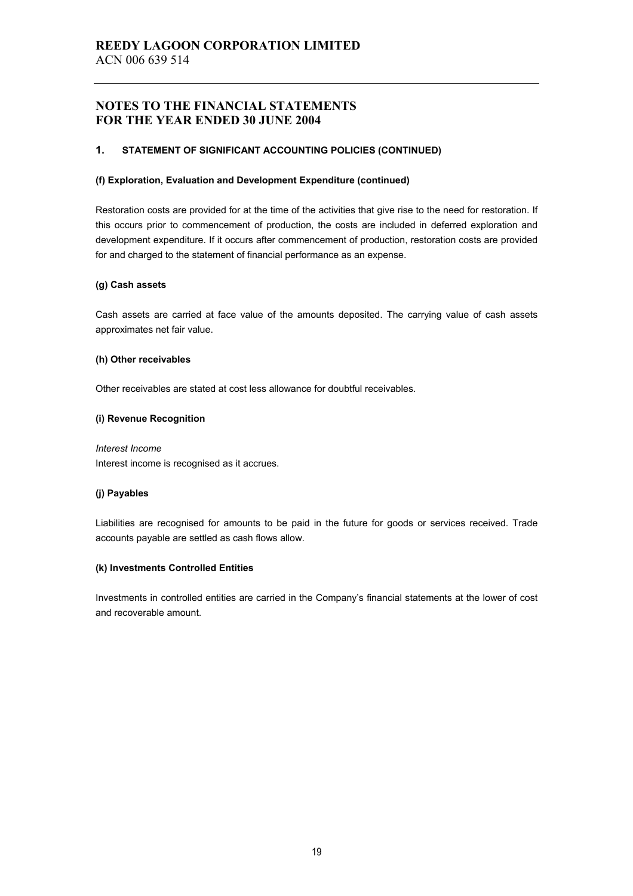# REEDY LAGOON CORPORATION LIMITED

ACN 006 639 514

## NOTES TO THE FINANCIAL STATEMENTS FOR THE YEAR ENDED 30 JUNE 2004

### 1. STATEMENT OF SIGNIFICANT ACCOUNTING POLICIES (CONTINUED)

**(f) Exploration, Evaluation and Development Expenditure (continued)**

Restoration costs are provided for at the time of the activities that give rise to the need for restoration. If this occurs prior to commencement of production, the costs are included in deferred exploration and development expenditure. If it occurs after commencement of production, restoration costs are provided for and charged to the statement of financial performance as an expense.

**(g) Cash assets**

Cash assets are carried at face value of the amounts deposited. The carrying value of cash assets approximates net fair value.

**(h) Other receivables**

Other receivables are stated at cost less allowance for doubtful receivables.

**(i) Revenue Recognition**

*Interest Income*

Interest income is recognised as it accrues.

**(j) Payables**

Liabilities are recognised for amounts to be paid in the future for goods or services received. Trade accounts payable are settled as cash flows allow.

**(k) Investments Controlled Entities**

Investments in controlled entities are carried in the Company's financial statements at the lower of cost and recoverable amount.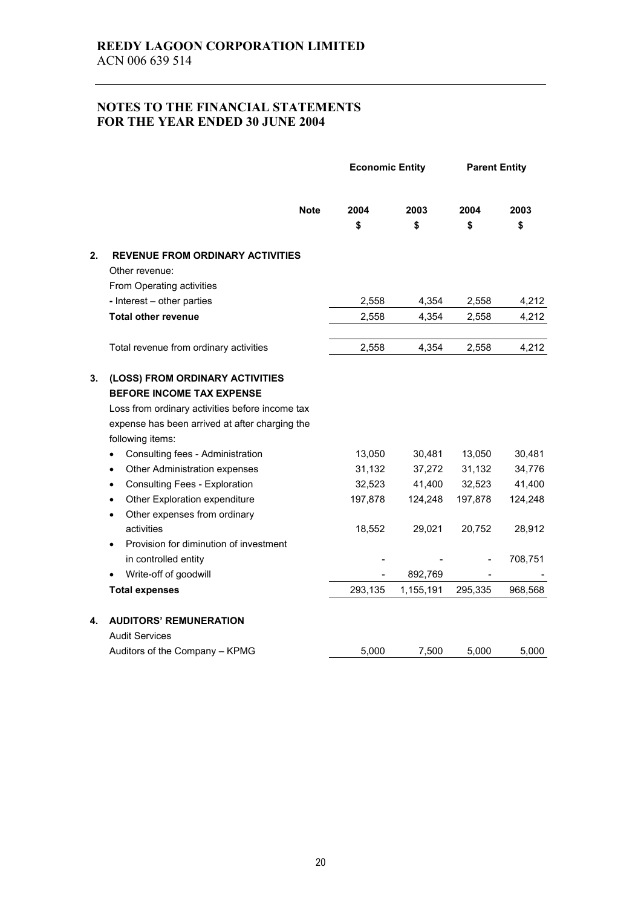**REEDY LAGOON CORPORATION LIMITED**
ACN 006 639 514

## NOTES TO THE FINANCIAL STATEMENTS FOR THE YEAR ENDED 30 JUNE 2004

| | | Note | Economic Entity | | Parent Entity | |
|---|---|---|---|---|---|---|
| | | | 2004 | 2003 | 2004 | 2003 |
| | | | $ | $ | $ | $ |
| **2.** | **REVENUE FROM ORDINARY ACTIVITIES** | | | | | |
| | Other revenue: | | | | | |
| | From Operating activities | | | | | |
| | - Interest – other parties | | 2,558 | 4,354 | 2,558 | 4,212 |
| | **Total other revenue** | | 2,558 | 4,354 | 2,558 | 4,212 |
| | Total revenue from ordinary activities | | 2,558 | 4,354 | 2,558 | 4,212 |
| **3.** | **(LOSS) FROM ORDINARY ACTIVITIES BEFORE INCOME TAX EXPENSE** | | | | | |
| | Loss from ordinary activities before income tax expense has been arrived at after charging the following items: | | | | | |
| | • Consulting fees - Administration | | 13,050 | 30,481 | 13,050 | 30,481 |
| | • Other Administration expenses | | 31,132 | 37,272 | 31,132 | 34,776 |
| | • Consulting Fees - Exploration | | 32,523 | 41,400 | 32,523 | 41,400 |
| | • Other Exploration expenditure | | 197,878 | 124,248 | 197,878 | 124,248 |
| | • Other expenses from ordinary activities | | 18,552 | 29,021 | 20,752 | 28,912 |
| | • Provision for diminution of investment in controlled entity | | - | - | - | 708,751 |
| | • Write-off of goodwill | | - | 892,769 | - | - |
| | **Total expenses** | | 293,135 | 1,155,191 | 295,335 | 968,568 |
| **4.** | **AUDITORS' REMUNERATION** | | | | | |
| | Audit Services | | | | | |
| | Auditors of the Company – KPMG | | 5,000 | 7,500 | 5,000 | 5,000 |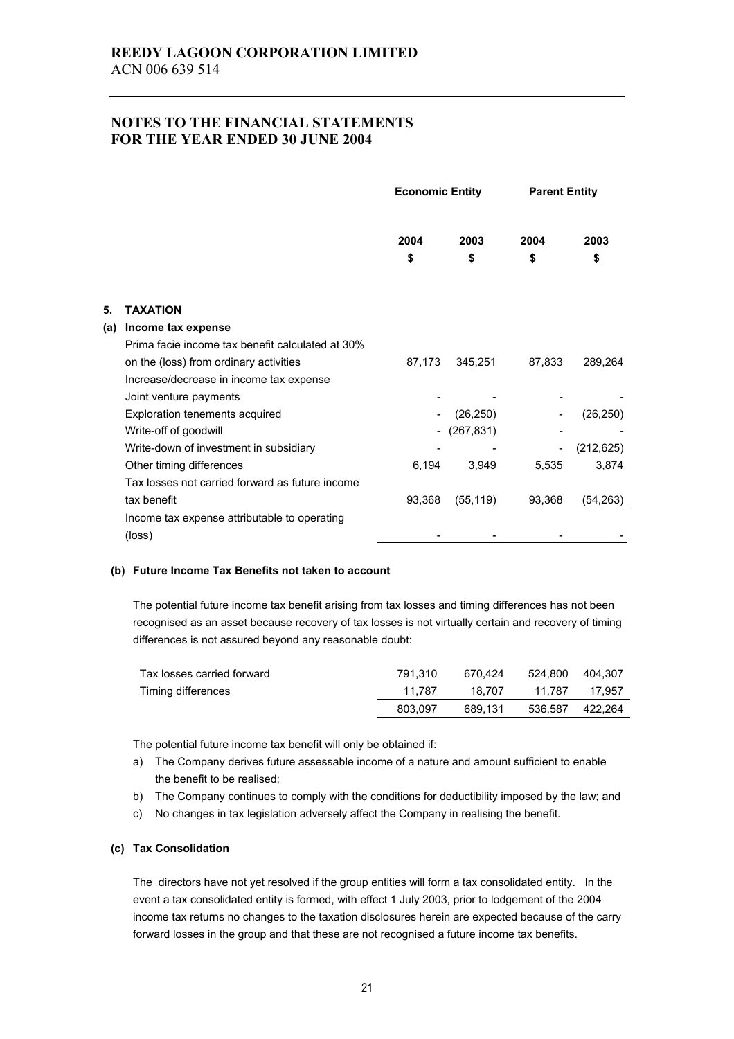**REEDY LAGOON CORPORATION LIMITED**
ACN 006 639 514

## NOTES TO THE FINANCIAL STATEMENTS FOR THE YEAR ENDED 30 JUNE 2004

| | Economic Entity | | Parent Entity | |
|---|---|---|---|---|
| | 2004 | 2003 | 2004 | 2003 |
| | $ | $ | $ | $ |
| **5. TAXATION** | | | | |
| **(a) Income tax expense** | | | | |
| Prima facie income tax benefit calculated at 30% on the (loss) from ordinary activities | 87,173 | 345,251 | 87,833 | 289,264 |
| Increase/decrease in income tax expense | | | | |
| Joint venture payments | - | - | - | - |
| Exploration tenements acquired | - | (26,250) | - | (26,250) |
| Write-off of goodwill | - | (267,831) | - | - |
| Write-down of investment in subsidiary | - | - | - | (212,625) |
| Other timing differences | 6,194 | 3,949 | 5,535 | 3,874 |
| Tax losses not carried forward as future income tax benefit | 93,368 | (55,119) | 93,368 | (54,263) |
| Income tax expense attributable to operating (loss) | - | - | - | - |

**(b) Future Income Tax Benefits not taken to account**

The potential future income tax benefit arising from tax losses and timing differences has not been recognised as an asset because recovery of tax losses is not virtually certain and recovery of timing differences is not assured beyond any reasonable doubt:

| | Economic Entity 2004 | Economic Entity 2003 | Parent Entity 2004 | Parent Entity 2003 |
|---|---|---|---|---|
| Tax losses carried forward | 791,310 | 670,424 | 524,800 | 404,307 |
| Timing differences | 11,787 | 18,707 | 11,787 | 17,957 |
| | 803,097 | 689,131 | 536,587 | 422,264 |

The potential future income tax benefit will only be obtained if:

a) The Company derives future assessable income of a nature and amount sufficient to enable the benefit to be realised;
b) The Company continues to comply with the conditions for deductibility imposed by the law; and
c) No changes in tax legislation adversely affect the Company in realising the benefit.

**(c) Tax Consolidation**

The directors have not yet resolved if the group entities will form a tax consolidated entity. In the event a tax consolidated entity is formed, with effect 1 July 2003, prior to lodgement of the 2004 income tax returns no changes to the taxation disclosures herein are expected because of the carry forward losses in the group and that these are not recognised a future income tax benefits.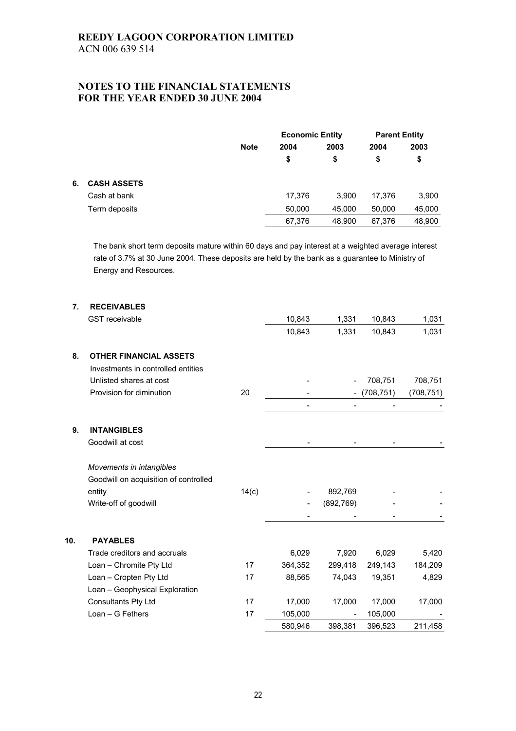**REEDY LAGOON CORPORATION LIMITED**
ACN 006 639 514

## NOTES TO THE FINANCIAL STATEMENTS FOR THE YEAR ENDED 30 JUNE 2004

| | | Note | Economic Entity | | Parent Entity | |
|---|---|---|---|---|---|---|
| | | | 2004 | 2003 | 2004 | 2003 |
| | | | $ | $ | $ | $ |
| **6.** | **CASH ASSETS** | | | | | |
| | Cash at bank | | 17,376 | 3,900 | 17,376 | 3,900 |
| | Term deposits | | 50,000 | 45,000 | 50,000 | 45,000 |
| | | | 67,376 | 48,900 | 67,376 | 48,900 |

The bank short term deposits mature within 60 days and pay interest at a weighted average interest rate of 3.7% at 30 June 2004. These deposits are held by the bank as a guarantee to Ministry of Energy and Resources.

| | | Note | Economic Entity 2004 $ | Economic Entity 2003 $ | Parent Entity 2004 $ | Parent Entity 2003 $ |
|---|---|---|---|---|---|---|
| **7.** | **RECEIVABLES** | | | | | |
| | GST receivable | | 10,843 | 1,331 | 10,843 | 1,031 |
| | | | 10,843 | 1,331 | 10,843 | 1,031 |
| **8.** | **OTHER FINANCIAL ASSETS** | | | | | |
| | Investments in controlled entities | | | | | |
| | Unlisted shares at cost | | - | - | 708,751 | 708,751 |
| | Provision for diminution | 20 | - | - | (708,751) | (708,751) |
| | | | - | - | - | - |
| **9.** | **INTANGIBLES** | | | | | |
| | Goodwill at cost | | - | - | - | - |
| | *Movements in intangibles* | | | | | |
| | Goodwill on acquisition of controlled entity | 14(c) | - | 892,769 | - | - |
| | Write-off of goodwill | | - | (892,769) | - | - |
| | | | - | - | - | - |
| **10.** | **PAYABLES** | | | | | |
| | Trade creditors and accruals | | 6,029 | 7,920 | 6,029 | 5,420 |
| | Loan – Chromite Pty Ltd | 17 | 364,352 | 299,418 | 249,143 | 184,209 |
| | Loan – Cropten Pty Ltd | 17 | 88,565 | 74,043 | 19,351 | 4,829 |
| | Loan – Geophysical Exploration Consultants Pty Ltd | 17 | 17,000 | 17,000 | 17,000 | 17,000 |
| | Loan – G Fethers | 17 | 105,000 | - | 105,000 | - |
| | | | 580,946 | 398,381 | 396,523 | 211,458 |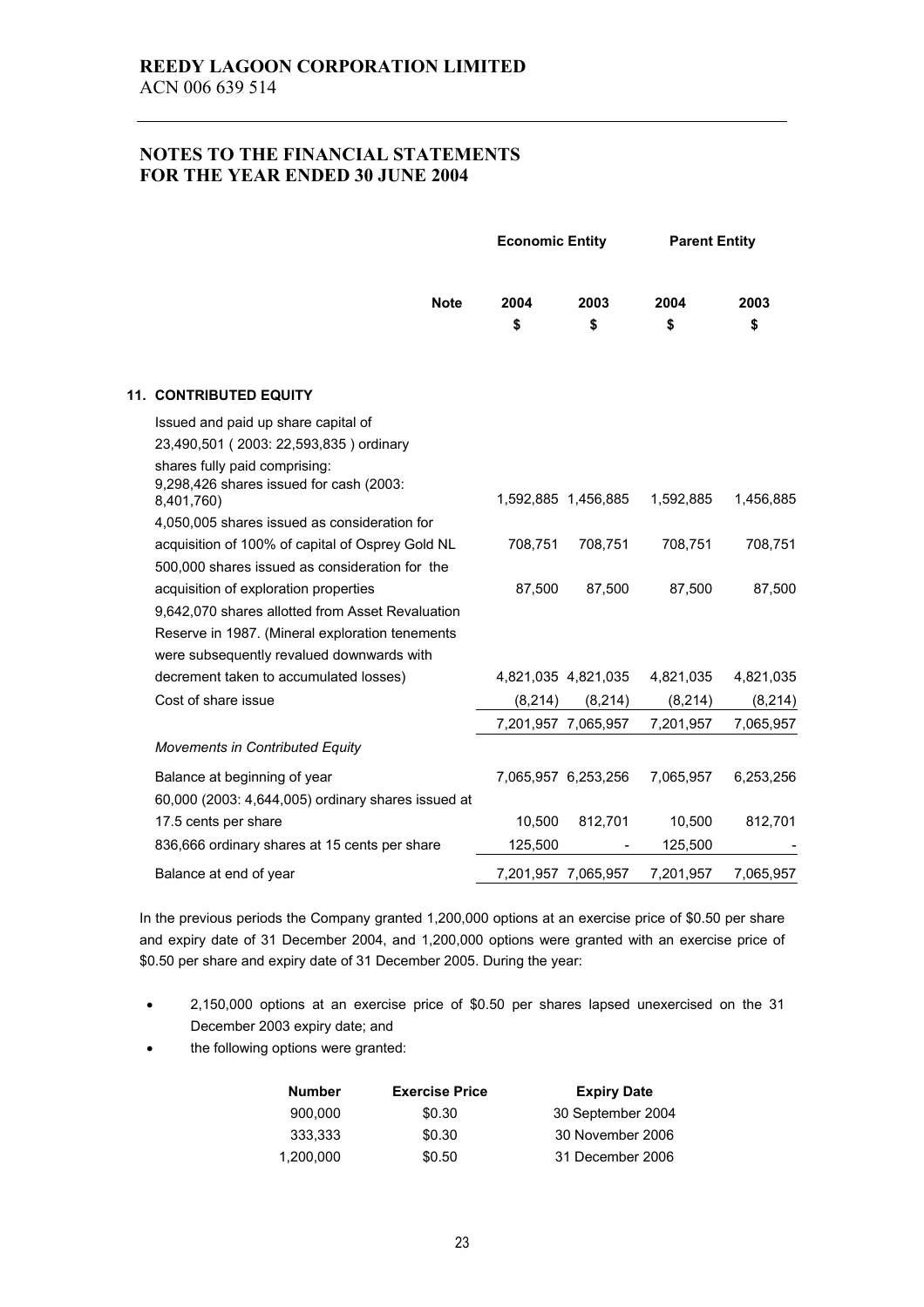# REEDY LAGOON CORPORATION LIMITED

ACN 006 639 514

## NOTES TO THE FINANCIAL STATEMENTS FOR THE YEAR ENDED 30 JUNE 2004

| | Note | Economic Entity | | Parent Entity | |
|---|---|---|---|---|---|
| | | 2004 | 2003 | 2004 | 2003 |
| | | $ | $ | $ | $ |
| **11. CONTRIBUTED EQUITY** | | | | | |
| Issued and paid up share capital of 23,490,501 ( 2003: 22,593,835 ) ordinary shares fully paid comprising: | | | | | |
| 9,298,426 shares issued for cash (2003: 8,401,760) | | 1,592,885 | 1,456,885 | 1,592,885 | 1,456,885 |
| 4,050,005 shares issued as consideration for acquisition of 100% of capital of Osprey Gold NL | | 708,751 | 708,751 | 708,751 | 708,751 |
| 500,000 shares issued as consideration for the acquisition of exploration properties | | 87,500 | 87,500 | 87,500 | 87,500 |
| 9,642,070 shares allotted from Asset Revaluation Reserve in 1987. (Mineral exploration tenements were subsequently revalued downwards with decrement taken to accumulated losses) | | 4,821,035 | 4,821,035 | 4,821,035 | 4,821,035 |
| Cost of share issue | | (8,214) | (8,214) | (8,214) | (8,214) |
| | | 7,201,957 | 7,065,957 | 7,201,957 | 7,065,957 |
| *Movements in Contributed Equity* | | | | | |
| Balance at beginning of year | | 7,065,957 | 6,253,256 | 7,065,957 | 6,253,256 |
| 60,000 (2003: 4,644,005) ordinary shares issued at 17.5 cents per share | | 10,500 | 812,701 | 10,500 | 812,701 |
| 836,666 ordinary shares at 15 cents per share | | 125,500 | - | 125,500 | - |
| Balance at end of year | | 7,201,957 | 7,065,957 | 7,201,957 | 7,065,957 |

In the previous periods the Company granted 1,200,000 options at an exercise price of $0.50 per share and expiry date of 31 December 2004, and 1,200,000 options were granted with an exercise price of $0.50 per share and expiry date of 31 December 2005. During the year:

- 2,150,000 options at an exercise price of $0.50 per shares lapsed unexercised on the 31 December 2003 expiry date; and
- the following options were granted:

| Number | Exercise Price | Expiry Date |
|---|---|---|
| 900,000 | $0.30 | 30 September 2004 |
| 333,333 | $0.30 | 30 November 2006 |
| 1,200,000 | $0.50 | 31 December 2006 |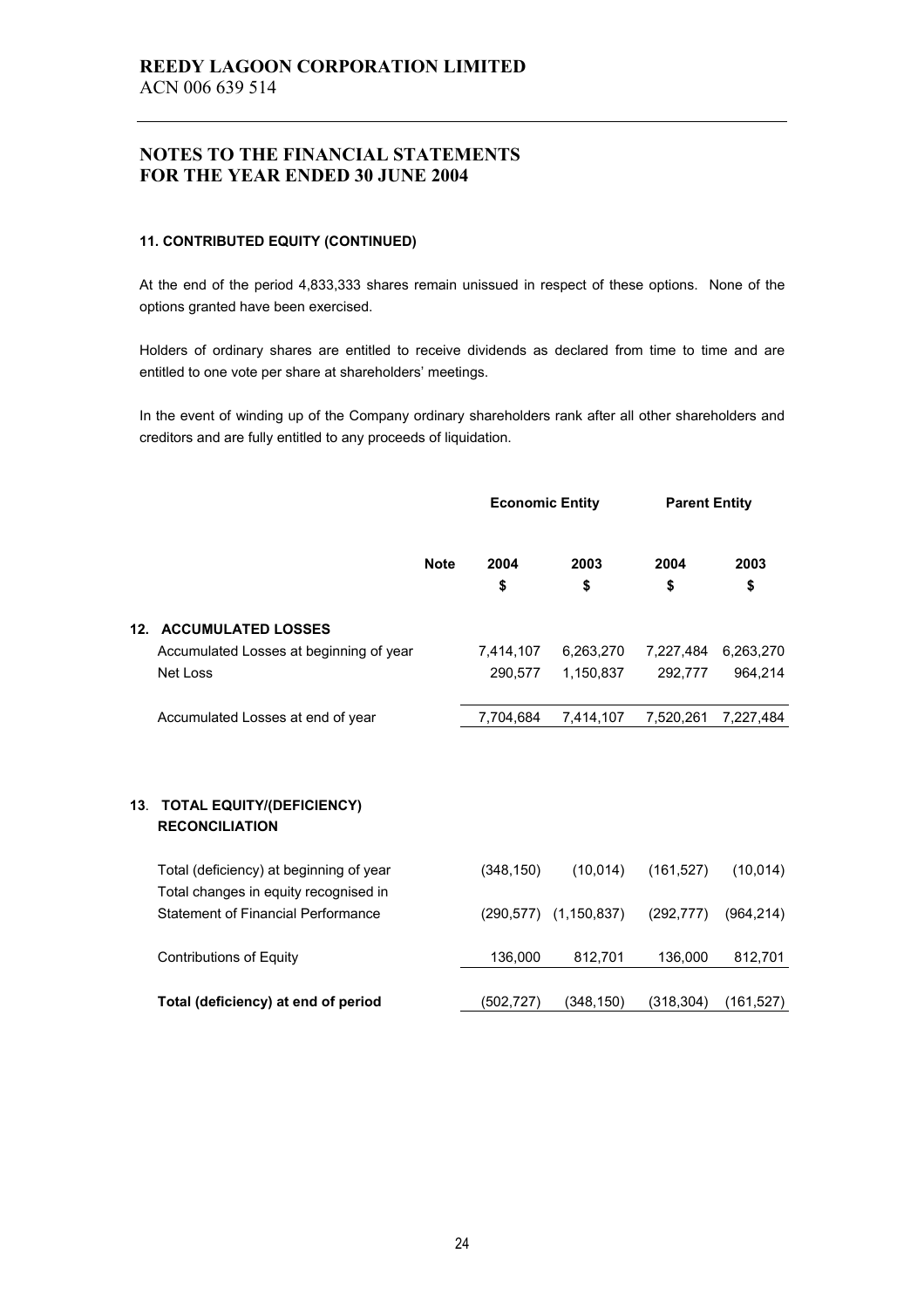**REEDY LAGOON CORPORATION LIMITED**
ACN 006 639 514

## NOTES TO THE FINANCIAL STATEMENTS FOR THE YEAR ENDED 30 JUNE 2004

### 11. CONTRIBUTED EQUITY (CONTINUED)

At the end of the period 4,833,333 shares remain unissued in respect of these options. None of the options granted have been exercised.

Holders of ordinary shares are entitled to receive dividends as declared from time to time and are entitled to one vote per share at shareholders' meetings.

In the event of winding up of the Company ordinary shareholders rank after all other shareholders and creditors and are fully entitled to any proceeds of liquidation.

| | Note | Economic Entity | | Parent Entity | |
|---|---|---|---|---|---|
| | | 2004 | 2003 | 2004 | 2003 |
| | | $ | $ | $ | $ |
| **12. ACCUMULATED LOSSES** | | | | | |
| Accumulated Losses at beginning of year | | 7,414,107 | 6,263,270 | 7,227,484 | 6,263,270 |
| Net Loss | | 290,577 | 1,150,837 | 292,777 | 964,214 |
| Accumulated Losses at end of year | | 7,704,684 | 7,414,107 | 7,520,261 | 7,227,484 |
| **13. TOTAL EQUITY/(DEFICIENCY) RECONCILIATION** | | | | | |
| Total (deficiency) at beginning of year | | (348,150) | (10,014) | (161,527) | (10,014) |
| Total changes in equity recognised in Statement of Financial Performance | | (290,577) | (1,150,837) | (292,777) | (964,214) |
| Contributions of Equity | | 136,000 | 812,701 | 136,000 | 812,701 |
| **Total (deficiency) at end of period** | | (502,727) | (348,150) | (318,304) | (161,527) |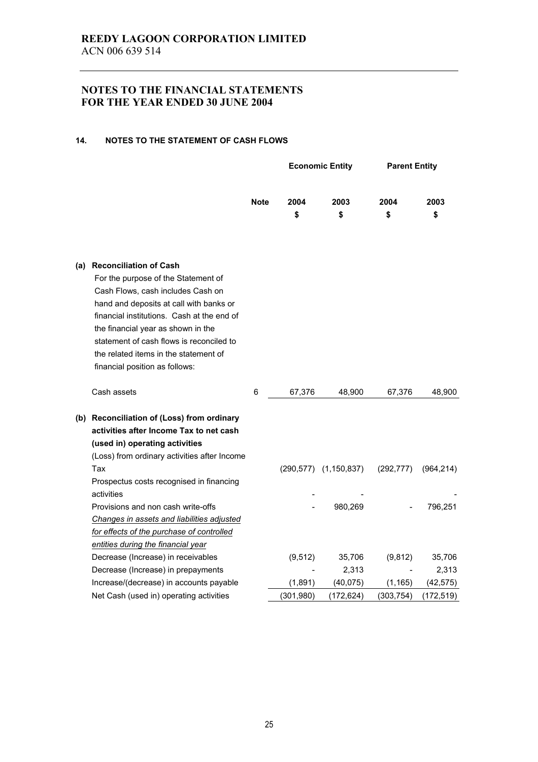**REEDY LAGOON CORPORATION LIMITED**
ACN 006 639 514

## NOTES TO THE FINANCIAL STATEMENTS FOR THE YEAR ENDED 30 JUNE 2004

### 14. NOTES TO THE STATEMENT OF CASH FLOWS

| | | Economic Entity | | Parent Entity | |
|---|---|---|---|---|---|
| | **Note** | **2004 $** | **2003 $** | **2004 $** | **2003 $** |
| **(a) Reconciliation of Cash** | | | | | |
| For the purpose of the Statement of Cash Flows, cash includes Cash on hand and deposits at call with banks or financial institutions. Cash at the end of the financial year as shown in the statement of cash flows is reconciled to the related items in the statement of financial position as follows: | | | | | |
| Cash assets | 6 | 67,376 | 48,900 | 67,376 | 48,900 |
| **(b) Reconciliation of (Loss) from ordinary activities after Income Tax to net cash (used in) operating activities** | | | | | |
| (Loss) from ordinary activities after Income Tax | | (290,577) | (1,150,837) | (292,777) | (964,214) |
| Prospectus costs recognised in financing activities | | - | - | | - |
| Provisions and non cash write-offs | | - | 980,269 | - | 796,251 |
| *Changes in assets and liabilities adjusted for effects of the purchase of controlled entities during the financial year* | | | | | |
| Decrease (Increase) in receivables | | (9,512) | 35,706 | (9,812) | 35,706 |
| Decrease (Increase) in prepayments | | - | 2,313 | - | 2,313 |
| Increase/(decrease) in accounts payable | | (1,891) | (40,075) | (1,165) | (42,575) |
| Net Cash (used in) operating activities | | (301,980) | (172,624) | (303,754) | (172,519) |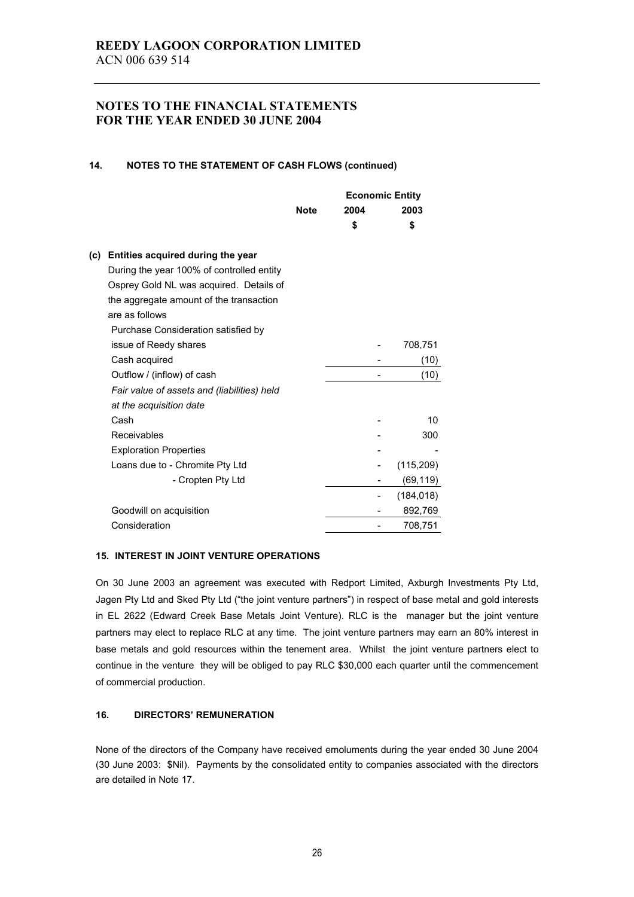# REEDY LAGOON CORPORATION LIMITED

ACN 006 639 514

## NOTES TO THE FINANCIAL STATEMENTS FOR THE YEAR ENDED 30 JUNE 2004

### 14. NOTES TO THE STATEMENT OF CASH FLOWS (continued)

| | Note | Economic Entity 2004 $ | 2003 $ |
|---|---|---|---|
| **(c) Entities acquired during the year** | | | |
| During the year 100% of controlled entity Osprey Gold NL was acquired. Details of the aggregate amount of the transaction are as follows | | | |
| Purchase Consideration satisfied by issue of Reedy shares | | - | 708,751 |
| Cash acquired | | - | (10) |
| Outflow / (inflow) of cash | | - | (10) |
| *Fair value of assets and (liabilities) held at the acquisition date* | | | |
| Cash | | - | 10 |
| Receivables | | - | 300 |
| Exploration Properties | | - | - |
| Loans due to - Chromite Pty Ltd | | - | (115,209) |
| - Cropten Pty Ltd | | - | (69,119) |
| | | - | (184,018) |
| Goodwill on acquisition | | - | 892,769 |
| Consideration | | - | 708,751 |

### 15. INTEREST IN JOINT VENTURE OPERATIONS

On 30 June 2003 an agreement was executed with Redport Limited, Axburgh Investments Pty Ltd, Jagen Pty Ltd and Sked Pty Ltd ("the joint venture partners") in respect of base metal and gold interests in EL 2622 (Edward Creek Base Metals Joint Venture). RLC is the manager but the joint venture partners may elect to replace RLC at any time. The joint venture partners may earn an 80% interest in base metals and gold resources within the tenement area. Whilst the joint venture partners elect to continue in the venture they will be obliged to pay RLC $30,000 each quarter until the commencement of commercial production.

### 16. DIRECTORS' REMUNERATION

None of the directors of the Company have received emoluments during the year ended 30 June 2004 (30 June 2003: $Nil). Payments by the consolidated entity to companies associated with the directors are detailed in Note 17.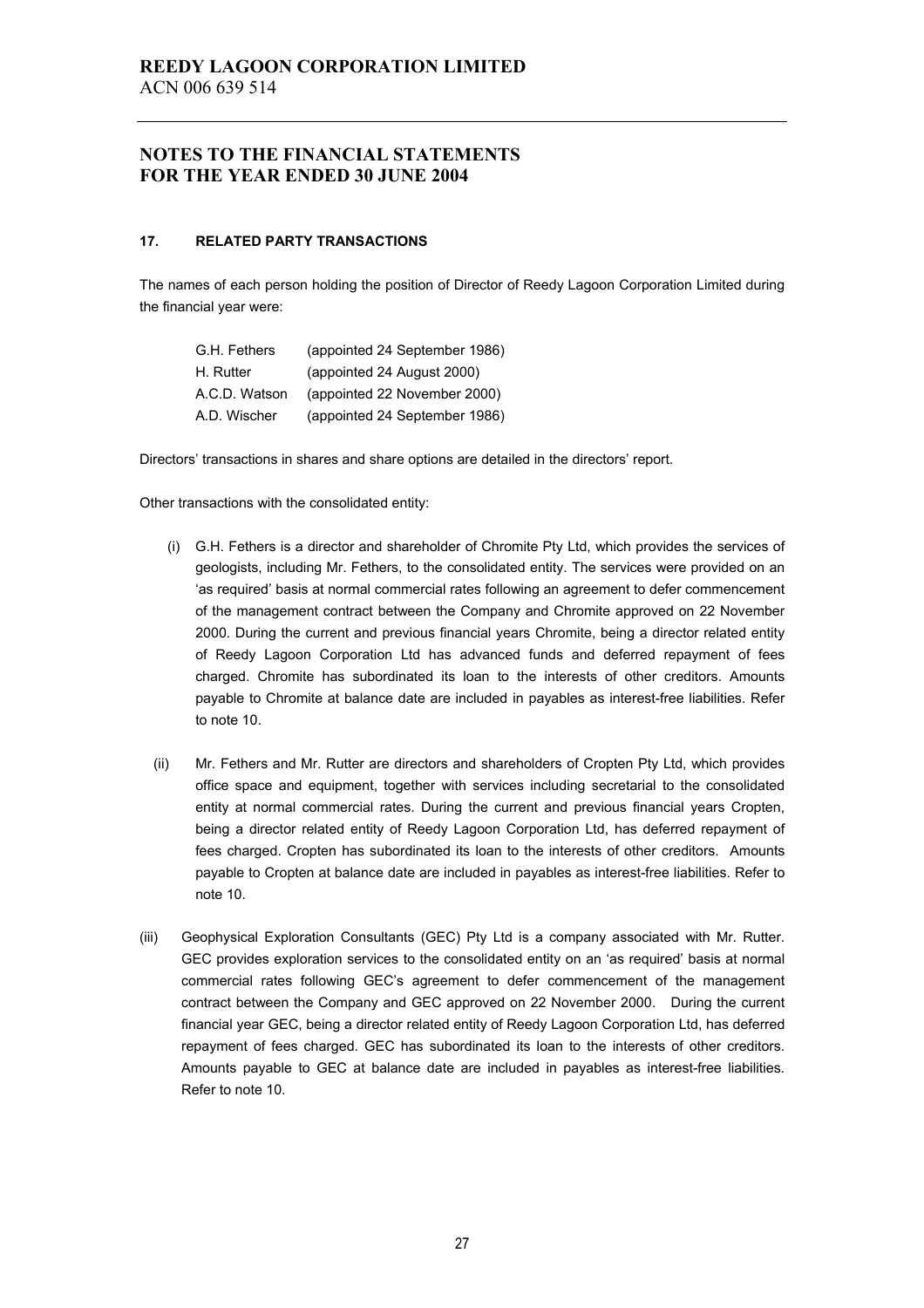# REEDY LAGOON CORPORATION LIMITED
ACN 006 639 514

## NOTES TO THE FINANCIAL STATEMENTS FOR THE YEAR ENDED 30 JUNE 2004

### 17. RELATED PARTY TRANSACTIONS

The names of each person holding the position of Director of Reedy Lagoon Corporation Limited during the financial year were:

| | |
|---|---|
| G.H. Fethers | (appointed 24 September 1986) |
| H. Rutter | (appointed 24 August 2000) |
| A.C.D. Watson | (appointed 22 November 2000) |
| A.D. Wischer | (appointed 24 September 1986) |

Directors' transactions in shares and share options are detailed in the directors' report.

Other transactions with the consolidated entity:

(i) G.H. Fethers is a director and shareholder of Chromite Pty Ltd, which provides the services of geologists, including Mr. Fethers, to the consolidated entity. The services were provided on an 'as required' basis at normal commercial rates following an agreement to defer commencement of the management contract between the Company and Chromite approved on 22 November 2000. During the current and previous financial years Chromite, being a director related entity of Reedy Lagoon Corporation Ltd has advanced funds and deferred repayment of fees charged. Chromite has subordinated its loan to the interests of other creditors. Amounts payable to Chromite at balance date are included in payables as interest-free liabilities. Refer to note 10.

(ii) Mr. Fethers and Mr. Rutter are directors and shareholders of Cropten Pty Ltd, which provides office space and equipment, together with services including secretarial to the consolidated entity at normal commercial rates. During the current and previous financial years Cropten, being a director related entity of Reedy Lagoon Corporation Ltd, has deferred repayment of fees charged. Cropten has subordinated its loan to the interests of other creditors. Amounts payable to Cropten at balance date are included in payables as interest-free liabilities. Refer to note 10.

(iii) Geophysical Exploration Consultants (GEC) Pty Ltd is a company associated with Mr. Rutter. GEC provides exploration services to the consolidated entity on an 'as required' basis at normal commercial rates following GEC's agreement to defer commencement of the management contract between the Company and GEC approved on 22 November 2000. During the current financial year GEC, being a director related entity of Reedy Lagoon Corporation Ltd, has deferred repayment of fees charged. GEC has subordinated its loan to the interests of other creditors. Amounts payable to GEC at balance date are included in payables as interest-free liabilities. Refer to note 10.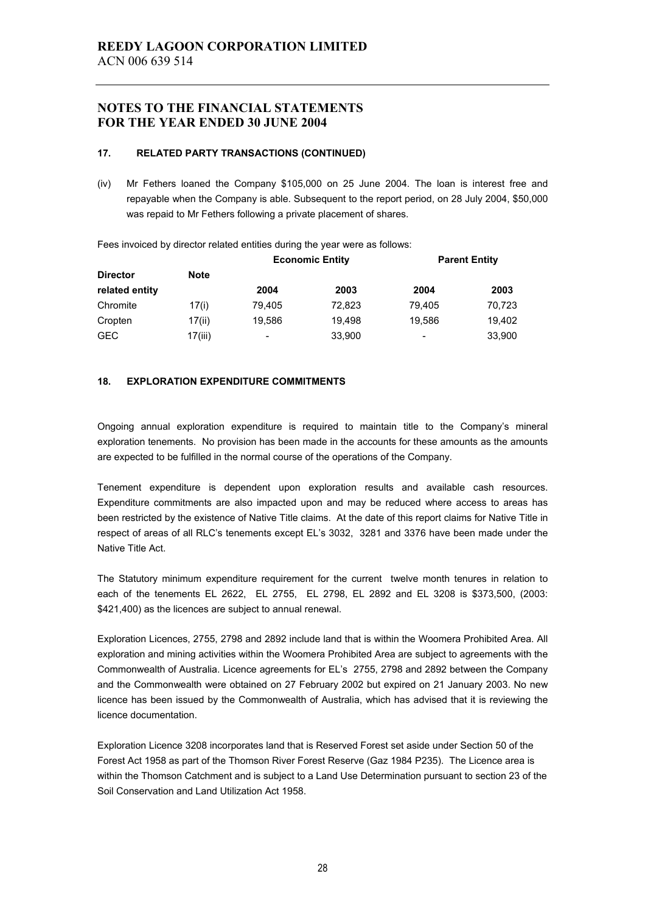# REEDY LAGOON CORPORATION LIMITED
ACN 006 639 514

## NOTES TO THE FINANCIAL STATEMENTS FOR THE YEAR ENDED 30 JUNE 2004

### 17. RELATED PARTY TRANSACTIONS (CONTINUED)

(iv) Mr Fethers loaned the Company $105,000 on 25 June 2004. The loan is interest free and repayable when the Company is able. Subsequent to the report period, on 28 July 2004, $50,000 was repaid to Mr Fethers following a private placement of shares.

Fees invoiced by director related entities during the year were as follows:

| Director related entity | Note | Economic Entity | | Parent Entity | |
|---|---|---|---|---|---|
| | | 2004 | 2003 | 2004 | 2003 |
| Chromite | 17(i) | 79,405 | 72,823 | 79,405 | 70,723 |
| Cropten | 17(ii) | 19,586 | 19,498 | 19,586 | 19,402 |
| GEC | 17(iii) | - | 33,900 | - | 33,900 |

### 18. EXPLORATION EXPENDITURE COMMITMENTS

Ongoing annual exploration expenditure is required to maintain title to the Company's mineral exploration tenements. No provision has been made in the accounts for these amounts as the amounts are expected to be fulfilled in the normal course of the operations of the Company.

Tenement expenditure is dependent upon exploration results and available cash resources. Expenditure commitments are also impacted upon and may be reduced where access to areas has been restricted by the existence of Native Title claims. At the date of this report claims for Native Title in respect of areas of all RLC's tenements except EL's 3032, 3281 and 3376 have been made under the Native Title Act.

The Statutory minimum expenditure requirement for the current twelve month tenures in relation to each of the tenements EL 2622, EL 2755, EL 2798, EL 2892 and EL 3208 is $373,500, (2003: $421,400) as the licences are subject to annual renewal.

Exploration Licences, 2755, 2798 and 2892 include land that is within the Woomera Prohibited Area. All exploration and mining activities within the Woomera Prohibited Area are subject to agreements with the Commonwealth of Australia. Licence agreements for EL's 2755, 2798 and 2892 between the Company and the Commonwealth were obtained on 27 February 2002 but expired on 21 January 2003. No new licence has been issued by the Commonwealth of Australia, which has advised that it is reviewing the licence documentation.

Exploration Licence 3208 incorporates land that is Reserved Forest set aside under Section 50 of the Forest Act 1958 as part of the Thomson River Forest Reserve (Gaz 1984 P235). The Licence area is within the Thomson Catchment and is subject to a Land Use Determination pursuant to section 23 of the Soil Conservation and Land Utilization Act 1958.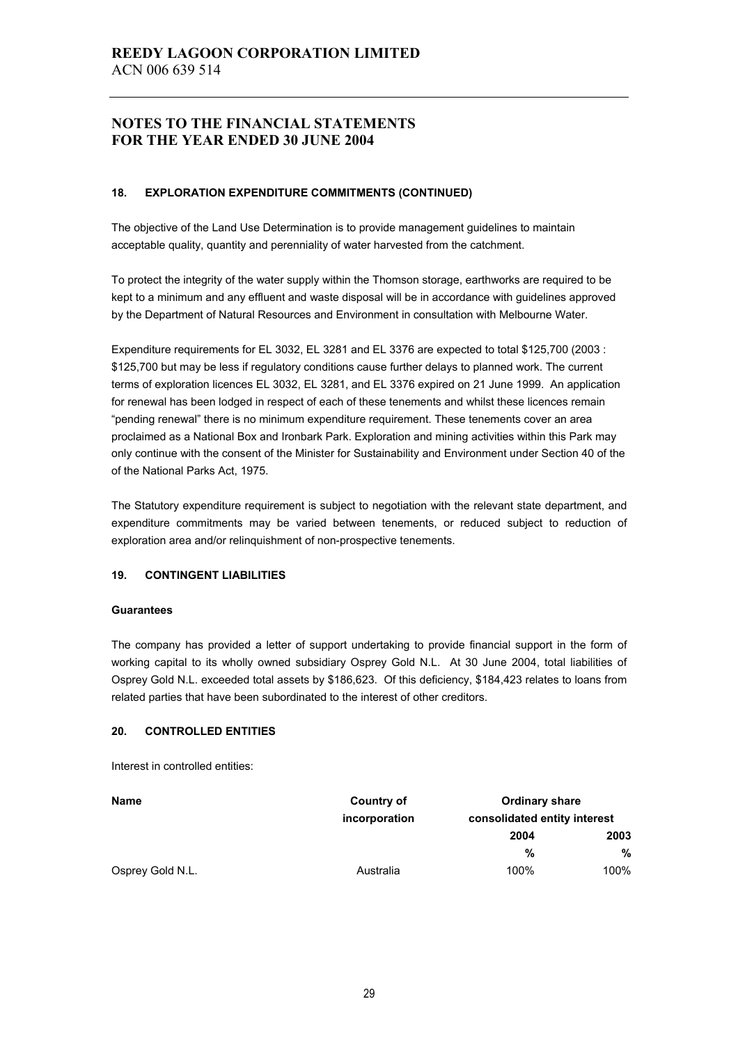# NOTES TO THE FINANCIAL STATEMENTS FOR THE YEAR ENDED 30 JUNE 2004

## 18. EXPLORATION EXPENDITURE COMMITMENTS (CONTINUED)

The objective of the Land Use Determination is to provide management guidelines to maintain acceptable quality, quantity and perenniality of water harvested from the catchment.

To protect the integrity of the water supply within the Thomson storage, earthworks are required to be kept to a minimum and any effluent and waste disposal will be in accordance with guidelines approved by the Department of Natural Resources and Environment in consultation with Melbourne Water.

Expenditure requirements for EL 3032, EL 3281 and EL 3376 are expected to total $125,700 (2003 : $125,700 but may be less if regulatory conditions cause further delays to planned work. The current terms of exploration licences EL 3032, EL 3281, and EL 3376 expired on 21 June 1999. An application for renewal has been lodged in respect of each of these tenements and whilst these licences remain "pending renewal" there is no minimum expenditure requirement. These tenements cover an area proclaimed as a National Box and Ironbark Park. Exploration and mining activities within this Park may only continue with the consent of the Minister for Sustainability and Environment under Section 40 of the of the National Parks Act, 1975.

The Statutory expenditure requirement is subject to negotiation with the relevant state department, and expenditure commitments may be varied between tenements, or reduced subject to reduction of exploration area and/or relinquishment of non-prospective tenements.

## 19. CONTINGENT LIABILITIES

**Guarantees**

The company has provided a letter of support undertaking to provide financial support in the form of working capital to its wholly owned subsidiary Osprey Gold N.L. At 30 June 2004, total liabilities of Osprey Gold N.L. exceeded total assets by $186,623. Of this deficiency, $184,423 relates to loans from related parties that have been subordinated to the interest of other creditors.

## 20. CONTROLLED ENTITIES

Interest in controlled entities:

| Name | Country of incorporation | Ordinary share consolidated entity interest | |
|---|---|---|---|
| | | 2004 | 2003 |
| | | % | % |
| Osprey Gold N.L. | Australia | 100% | 100% |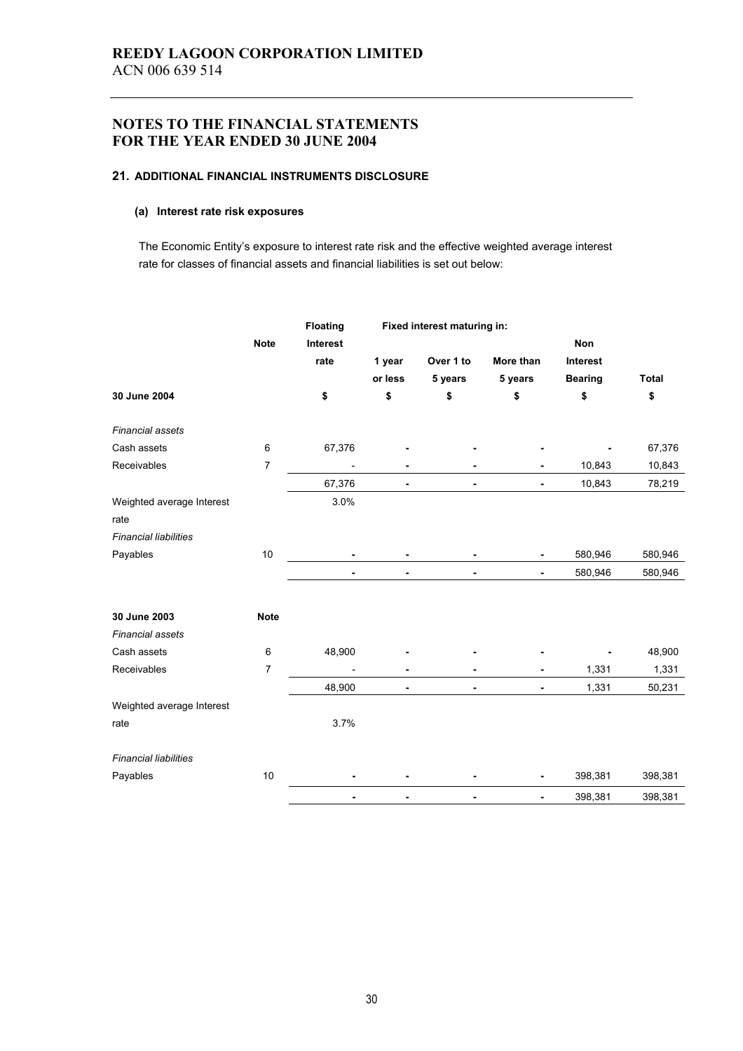**REEDY LAGOON CORPORATION LIMITED**
ACN 006 639 514

# NOTES TO THE FINANCIAL STATEMENTS FOR THE YEAR ENDED 30 JUNE 2004

## 21. ADDITIONAL FINANCIAL INSTRUMENTS DISCLOSURE

### (a) Interest rate risk exposures

The Economic Entity's exposure to interest rate risk and the effective weighted average interest rate for classes of financial assets and financial liabilities is set out below:

| | Note | Floating Interest rate | Fixed interest maturing in: 1 year or less | Over 1 to 5 years | More than 5 years | Non Interest Bearing | Total |
|---|---|---|---|---|---|---|---|
| **30 June 2004** | | **$** | **$** | **$** | **$** | **$** | **$** |
| *Financial assets* | | | | | | | |
| Cash assets | 6 | 67,376 | - | - | - | - | 67,376 |
| Receivables | 7 | - | - | - | - | 10,843 | 10,843 |
| | | 67,376 | - | - | - | 10,843 | 78,219 |
| Weighted average Interest rate | | 3.0% | | | | | |
| *Financial liabilities* | | | | | | | |
| Payables | 10 | - | - | - | - | 580,946 | 580,946 |
| | | - | - | - | - | 580,946 | 580,946 |
| | | | | | | | |
| **30 June 2003** | **Note** | | | | | | |
| *Financial assets* | | | | | | | |
| Cash assets | 6 | 48,900 | - | - | - | - | 48,900 |
| Receivables | 7 | - | - | - | - | 1,331 | 1,331 |
| | | 48,900 | - | - | - | 1,331 | 50,231 |
| Weighted average Interest rate | | 3.7% | | | | | |
| *Financial liabilities* | | | | | | | |
| Payables | 10 | - | - | - | - | 398,381 | 398,381 |
| | | - | - | - | - | 398,381 | 398,381 |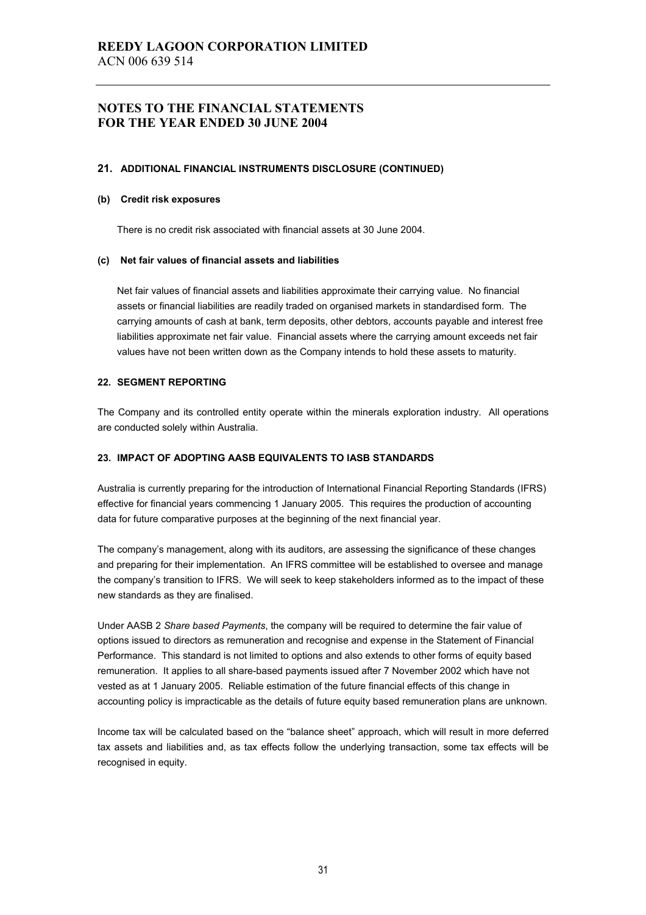## NOTES TO THE FINANCIAL STATEMENTS FOR THE YEAR ENDED 30 JUNE 2004

### 21. ADDITIONAL FINANCIAL INSTRUMENTS DISCLOSURE (CONTINUED)

#### (b) Credit risk exposures

There is no credit risk associated with financial assets at 30 June 2004.

#### (c) Net fair values of financial assets and liabilities

Net fair values of financial assets and liabilities approximate their carrying value. No financial assets or financial liabilities are readily traded on organised markets in standardised form. The carrying amounts of cash at bank, term deposits, other debtors, accounts payable and interest free liabilities approximate net fair value. Financial assets where the carrying amount exceeds net fair values have not been written down as the Company intends to hold these assets to maturity.

### 22. SEGMENT REPORTING

The Company and its controlled entity operate within the minerals exploration industry. All operations are conducted solely within Australia.

### 23. IMPACT OF ADOPTING AASB EQUIVALENTS TO IASB STANDARDS

Australia is currently preparing for the introduction of International Financial Reporting Standards (IFRS) effective for financial years commencing 1 January 2005. This requires the production of accounting data for future comparative purposes at the beginning of the next financial year.

The company's management, along with its auditors, are assessing the significance of these changes and preparing for their implementation. An IFRS committee will be established to oversee and manage the company's transition to IFRS. We will seek to keep stakeholders informed as to the impact of these new standards as they are finalised.

Under AASB 2 *Share based Payments*, the company will be required to determine the fair value of options issued to directors as remuneration and recognise and expense in the Statement of Financial Performance. This standard is not limited to options and also extends to other forms of equity based remuneration. It applies to all share-based payments issued after 7 November 2002 which have not vested as at 1 January 2005. Reliable estimation of the future financial effects of this change in accounting policy is impracticable as the details of future equity based remuneration plans are unknown.

Income tax will be calculated based on the "balance sheet" approach, which will result in more deferred tax assets and liabilities and, as tax effects follow the underlying transaction, some tax effects will be recognised in equity.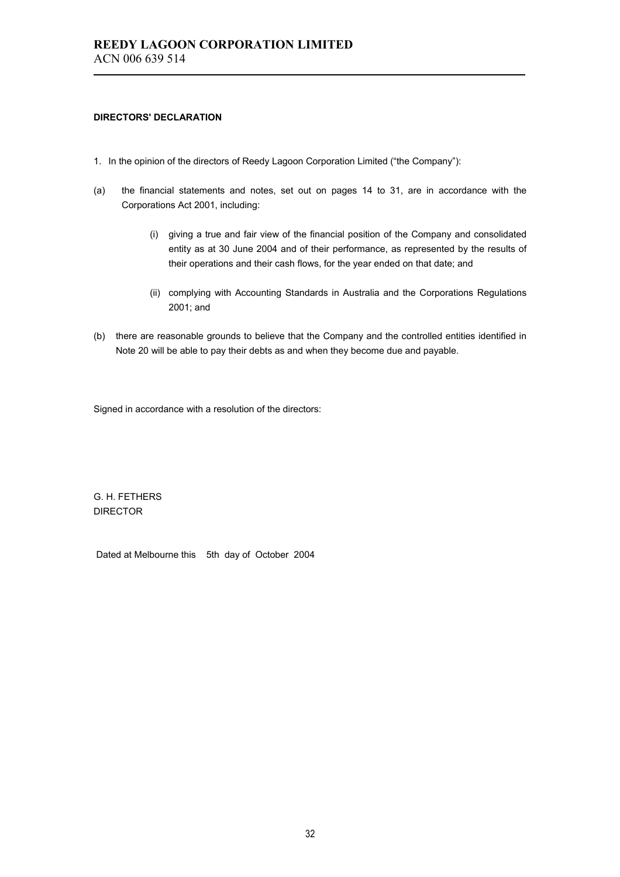# REEDY LAGOON CORPORATION LIMITED

ACN 006 639 514

**DIRECTORS' DECLARATION**

1. In the opinion of the directors of Reedy Lagoon Corporation Limited ("the Company"):

(a) the financial statements and notes, set out on pages 14 to 31, are in accordance with the Corporations Act 2001, including:

   (i) giving a true and fair view of the financial position of the Company and consolidated entity as at 30 June 2004 and of their performance, as represented by the results of their operations and their cash flows, for the year ended on that date; and

   (ii) complying with Accounting Standards in Australia and the Corporations Regulations 2001; and

(b) there are reasonable grounds to believe that the Company and the controlled entities identified in Note 20 will be able to pay their debts as and when they become due and payable.

Signed in accordance with a resolution of the directors:

G. H. FETHERS
DIRECTOR

Dated at Melbourne this 5th day of October 2004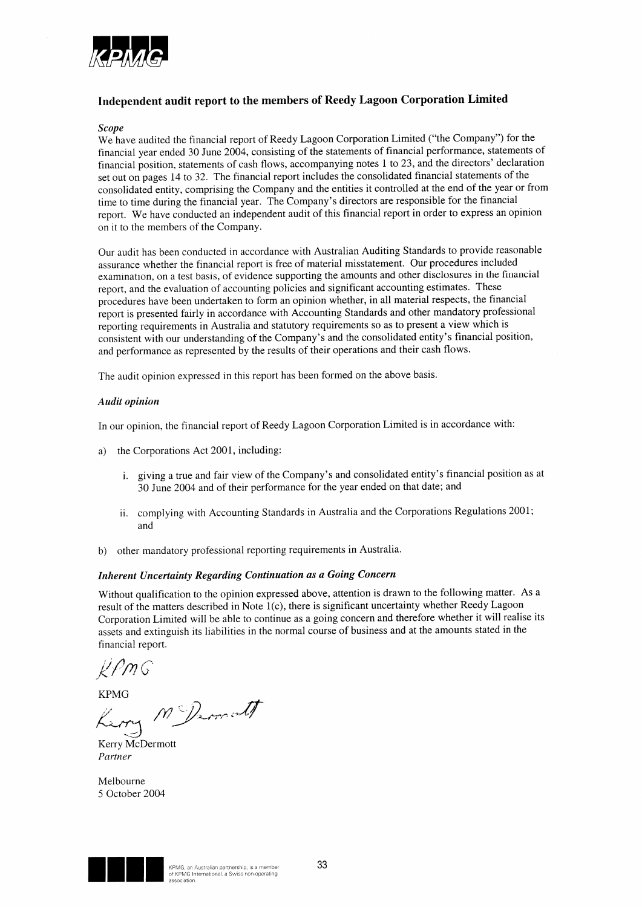KPMG

## Independent audit report to the members of Reedy Lagoon Corporation Limited

### *Scope*

We have audited the financial report of Reedy Lagoon Corporation Limited ("the Company") for the financial year ended 30 June 2004, consisting of the statements of financial performance, statements of financial position, statements of cash flows, accompanying notes 1 to 23, and the directors' declaration set out on pages 14 to 32. The financial report includes the consolidated financial statements of the consolidated entity, comprising the Company and the entities it controlled at the end of the year or from time to time during the financial year. The Company's directors are responsible for the financial report. We have conducted an independent audit of this financial report in order to express an opinion on it to the members of the Company.

Our audit has been conducted in accordance with Australian Auditing Standards to provide reasonable assurance whether the financial report is free of material misstatement. Our procedures included examination, on a test basis, of evidence supporting the amounts and other disclosures in the financial report, and the evaluation of accounting policies and significant accounting estimates. These procedures have been undertaken to form an opinion whether, in all material respects, the financial report is presented fairly in accordance with Accounting Standards and other mandatory professional reporting requirements in Australia and statutory requirements so as to present a view which is consistent with our understanding of the Company's and the consolidated entity's financial position, and performance as represented by the results of their operations and their cash flows.

The audit opinion expressed in this report has been formed on the above basis.

### *Audit opinion*

In our opinion, the financial report of Reedy Lagoon Corporation Limited is in accordance with:

a) the Corporations Act 2001, including:

   i. giving a true and fair view of the Company's and consolidated entity's financial position as at 30 June 2004 and of their performance for the year ended on that date; and

   ii. complying with Accounting Standards in Australia and the Corporations Regulations 2001; and

b) other mandatory professional reporting requirements in Australia.

### ***Inherent Uncertainty Regarding Continuation as a Going Concern***

Without qualification to the opinion expressed above, attention is drawn to the following matter. As a result of the matters described in Note 1(c), there is significant uncertainty whether Reedy Lagoon Corporation Limited will be able to continue as a going concern and therefore whether it will realise its assets and extinguish its liabilities in the normal course of business and at the amounts stated in the financial report.

KPMG

KPMG

Kerry McDermott

Kerry McDermott
*Partner*

Melbourne
5 October 2004

KPMG, an Australian partnership, is a member of KPMG International, a Swiss non-operating association.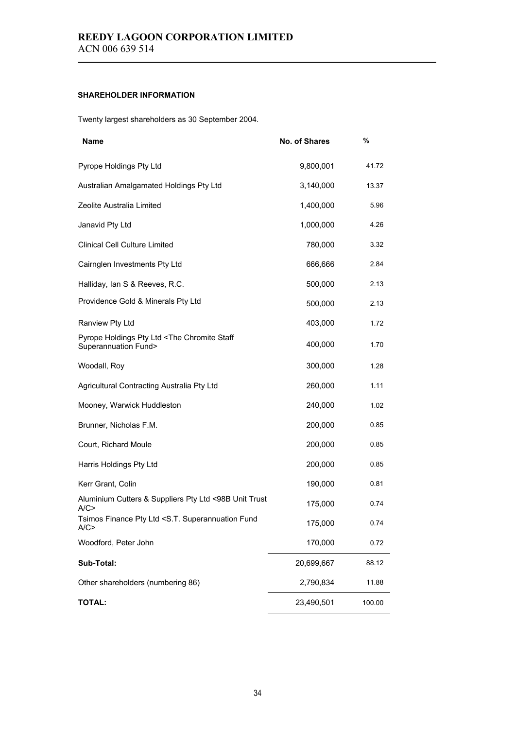# REEDY LAGOON CORPORATION LIMITED

ACN 006 639 514

**SHAREHOLDER INFORMATION**

Twenty largest shareholders as 30 September 2004.

| Name | No. of Shares | % |
|---|---|---|
| Pyrope Holdings Pty Ltd | 9,800,001 | 41.72 |
| Australian Amalgamated Holdings Pty Ltd | 3,140,000 | 13.37 |
| Zeolite Australia Limited | 1,400,000 | 5.96 |
| Janavid Pty Ltd | 1,000,000 | 4.26 |
| Clinical Cell Culture Limited | 780,000 | 3.32 |
| Cairnglen Investments Pty Ltd | 666,666 | 2.84 |
| Halliday, Ian S & Reeves, R.C. | 500,000 | 2.13 |
| Providence Gold & Minerals Pty Ltd | 500,000 | 2.13 |
| Ranview Pty Ltd | 403,000 | 1.72 |
| Pyrope Holdings Pty Ltd <The Chromite Staff Superannuation Fund> | 400,000 | 1.70 |
| Woodall, Roy | 300,000 | 1.28 |
| Agricultural Contracting Australia Pty Ltd | 260,000 | 1.11 |
| Mooney, Warwick Huddleston | 240,000 | 1.02 |
| Brunner, Nicholas F.M. | 200,000 | 0.85 |
| Court, Richard Moule | 200,000 | 0.85 |
| Harris Holdings Pty Ltd | 200,000 | 0.85 |
| Kerr Grant, Colin | 190,000 | 0.81 |
| Aluminium Cutters & Suppliers Pty Ltd <98B Unit Trust A/C> | 175,000 | 0.74 |
| Tsimos Finance Pty Ltd <S.T. Superannuation Fund A/C> | 175,000 | 0.74 |
| Woodford, Peter John | 170,000 | 0.72 |
| **Sub-Total:** | 20,699,667 | 88.12 |
| Other shareholders (numbering 86) | 2,790,834 | 11.88 |
| **TOTAL:** | 23,490,501 | 100.00 |